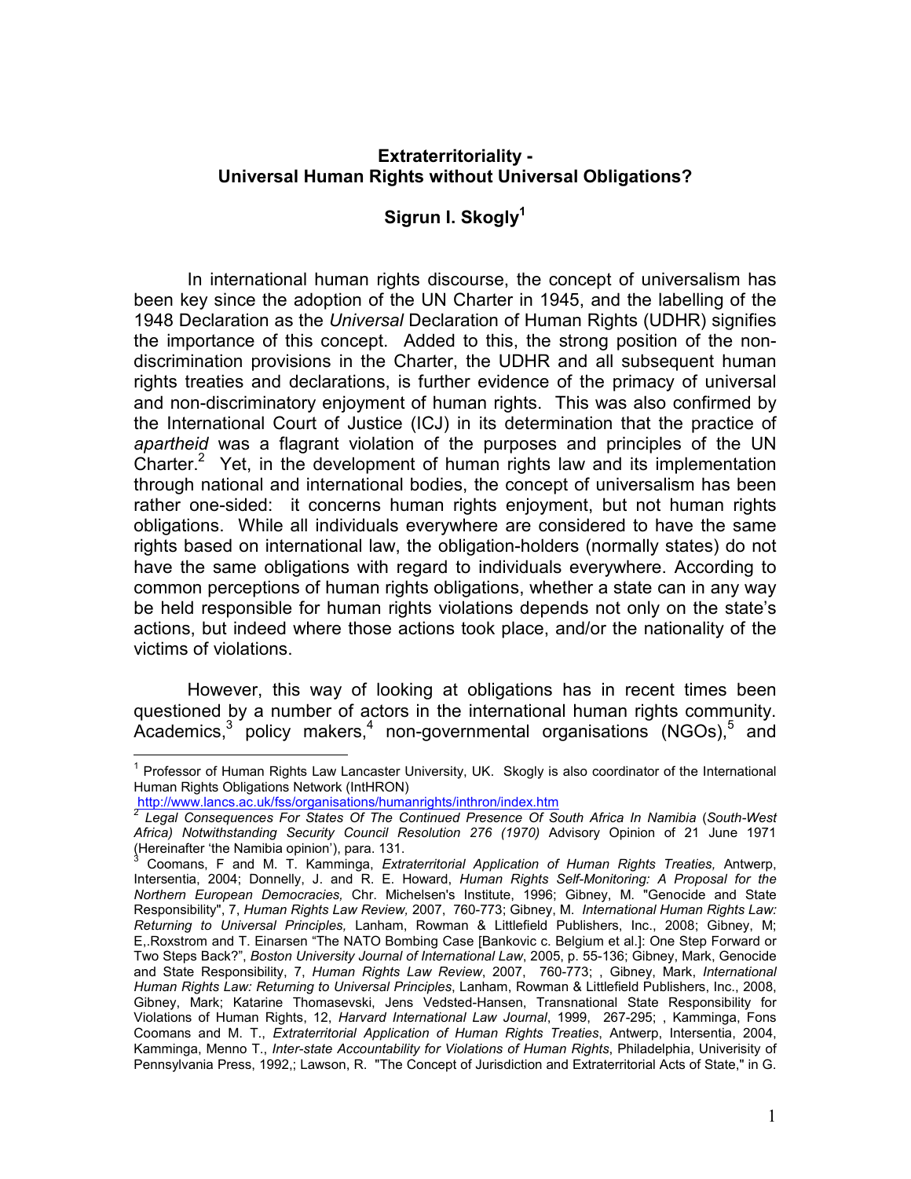# Extraterritoriality - Universal Human Rights without Universal Obligations?

## Sigrun I. Skogly[1]

In international human rights discourse, the concept of universalism has been key since the adoption of the UN Charter in 1945, and the labelling of the 1948 Declaration as the *Universal* Declaration of Human Rights (UDHR) signifies the importance of this concept. Added to this, the strong position of the non-discrimination provisions in the Charter, the UDHR and all subsequent human rights treaties and declarations, is further evidence of the primacy of universal and non-discriminatory enjoyment of human rights. This was also confirmed by the International Court of Justice (ICJ) in its determination that the practice of *apartheid* was a flagrant violation of the purposes and principles of the UN Charter.[2] Yet, in the development of human rights law and its implementation through national and international bodies, the concept of universalism has been rather one-sided: it concerns human rights enjoyment, but not human rights obligations. While all individuals everywhere are considered to have the same rights based on international law, the obligation-holders (normally states) do not have the same obligations with regard to individuals everywhere. According to common perceptions of human rights obligations, whether a state can in any way be held responsible for human rights violations depends not only on the state's actions, but indeed where those actions took place, and/or the nationality of the victims of violations.

However, this way of looking at obligations has in recent times been questioned by a number of actors in the international human rights community. Academics,[3] policy makers,[4] non-governmental organisations (NGOs),[5] and

---

[1] Professor of Human Rights Law Lancaster University, UK. Skogly is also coordinator of the International Human Rights Obligations Network (IntHRON) http://www.lancs.ac.uk/fss/organisations/humanrights/inthron/index.htm

[2] *Legal Consequences For States Of The Continued Presence Of South Africa In Namibia* (*South-West Africa) Notwithstanding Security Council Resolution 276 (1970)* Advisory Opinion of 21 June 1971 (Hereinafter 'the Namibia opinion'), para. 131.

[3] Coomans, F and M. T. Kamminga, *Extraterritorial Application of Human Rights Treaties,* Antwerp, Intersentia, 2004; Donnelly, J. and R. E. Howard, *Human Rights Self-Monitoring: A Proposal for the Northern European Democracies,* Chr. Michelsen's Institute, 1996; Gibney, M. "Genocide and State Responsibility", 7, *Human Rights Law Review,* 2007, 760-773; Gibney, M. *International Human Rights Law: Returning to Universal Principles,* Lanham, Rowman & Littlefield Publishers, Inc., 2008; Gibney, M; E,.Roxstrom and T. Einarsen "The NATO Bombing Case [Bankovic c. Belgium et al.]: One Step Forward or Two Steps Back?", *Boston University Journal of International Law*, 2005, p. 55-136; Gibney, Mark, Genocide and State Responsibility, 7, *Human Rights Law Review*, 2007, 760-773; , Gibney, Mark, *International Human Rights Law: Returning to Universal Principles*, Lanham, Rowman & Littlefield Publishers, Inc., 2008, Gibney, Mark; Katarine Thomasevski, Jens Vedsted-Hansen, Transnational State Responsibility for Violations of Human Rights, 12, *Harvard International Law Journal*, 1999, 267-295; , Kamminga, Fons Coomans and M. T., *Extraterritorial Application of Human Rights Treaties*, Antwerp, Intersentia, 2004, Kamminga, Menno T., *Inter-state Accountability for Violations of Human Rights*, Philadelphia, Univerisity of Pennsylvania Press, 1992,; Lawson, R. "The Concept of Jurisdiction and Extraterritorial Acts of State," in G.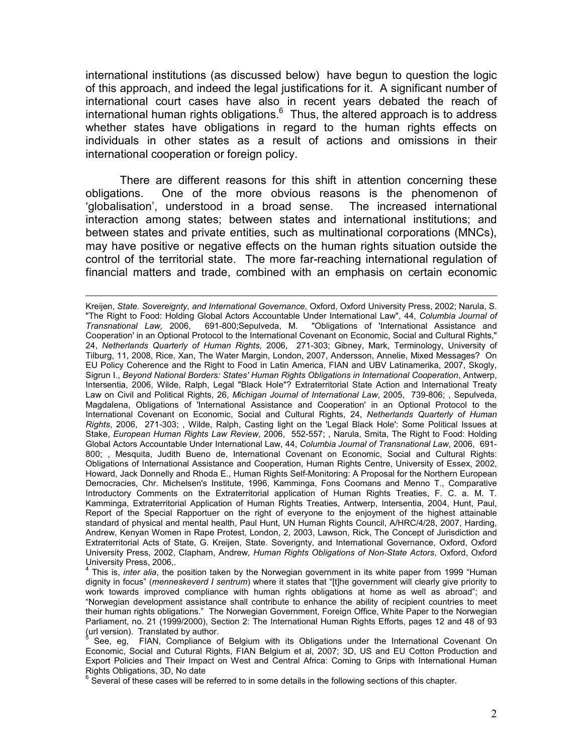international institutions (as discussed below) have begun to question the logic of this approach, and indeed the legal justifications for it. A significant number of international court cases have also in recent years debated the reach of international human rights obligations.[6] Thus, the altered approach is to address whether states have obligations in regard to the human rights effects on individuals in other states as a result of actions and omissions in their international cooperation or foreign policy.

There are different reasons for this shift in attention concerning these obligations. One of the more obvious reasons is the phenomenon of 'globalisation', understood in a broad sense. The increased international interaction among states; between states and international institutions; and between states and private entities, such as multinational corporations (MNCs), may have positive or negative effects on the human rights situation outside the control of the territorial state. The more far-reaching international regulation of financial matters and trade, combined with an emphasis on certain economic

---

Kreijen, *State. Sovereignty, and International Governance,* Oxford, Oxford University Press, 2002; Narula, S. "The Right to Food: Holding Global Actors Accountable Under International Law", 44, *Columbia Journal of Transnational Law,* 2006, 691-800;Sepulveda, M. "Obligations of 'International Assistance and Cooperation' in an Optional Protocol to the International Covenant on Economic, Social and Cultural Rights," 24, *Netherlands Quarterly of Human Rights,* 2006, 271-303; Gibney, Mark, Terminology, University of Tilburg, 11, 2008, Rice, Xan, The Water Margin, London, 2007, Andersson, Annelie, Mixed Messages? On EU Policy Coherence and the Right to Food in Latin America, FIAN and UBV Latinamerika, 2007, Skogly, Sigrun I., *Beyond National Borders: States' Human Rights Obligations in International Cooperation*, Antwerp, Intersentia, 2006, Wilde, Ralph, Legal "Black Hole"? Extraterritorial State Action and International Treaty Law on Civil and Political Rights, 26, *Michigan Journal of International Law*, 2005, 739-806; , Sepulveda, Magdalena, Obligations of 'International Assistance and Cooperation' in an Optional Protocol to the International Covenant on Economic, Social and Cultural Rights, 24, *Netherlands Quarterly of Human Rights*, 2006, 271-303; , Wilde, Ralph, Casting light on the 'Legal Black Hole': Some Political Issues at Stake, *European Human Rights Law Review*, 2006, 552-557; , Narula, Smita, The Right to Food: Holding Global Actors Accountable Under International Law, 44, *Columbia Journal of Transnational Law*, 2006, 691-800; , Mesquita, Judith Bueno de, International Covenant on Economic, Social and Cultural Rights: Obligations of International Assistance and Cooperation, Human Rights Centre, University of Essex, 2002, Howard, Jack Donnelly and Rhoda E., Human Rights Self-Monitoring: A Proposal for the Northern European Democracies, Chr. Michelsen's Institute, 1996, Kamminga, Fons Coomans and Menno T., Comparative Introductory Comments on the Extraterritorial application of Human Rights Treaties, F. C. a. M. T. Kamminga, Extraterritorial Application of Human Rights Treaties, Antwerp, Intersentia, 2004, Hunt, Paul, Report of the Special Rapportuer on the right of everyone to the enjoyment of the highest attainable standard of physical and mental health, Paul Hunt, UN Human Rights Council, A/HRC/4/28, 2007, Harding, Andrew, Kenyan Women in Rape Protest, London, 2, 2003, Lawson, Rick, The Concept of Jurisdiction and Extraterritorial Acts of State, G. Kreijen, State. Soverignty, and International Governance, Oxford, Oxford University Press, 2002, Clapham, Andrew, *Human Rights Obligations of Non-State Actors*, Oxford, Oxford University Press, 2006,.

[4] This is, *inter alia*, the position taken by the Norwegian government in its white paper from 1999 "Human dignity in focus" (*menneskeverd I sentrum*) where it states that "[t]he government will clearly give priority to work towards improved compliance with human rights obligations at home as well as abroad"; and "Norwegian development assistance shall contribute to enhance the ability of recipient countries to meet their human rights obligations." The Norwegian Government, Foreign Office, White Paper to the Norwegian Parliament, no. 21 (1999/2000), Section 2: The International Human Rights Efforts, pages 12 and 48 of 93 (url version). Translated by author.

[5] See, eg, FIAN, Compliance of Belgium with its Obligations under the International Covenant On Economic, Social and Cutural Rights, FIAN Belgium et al, 2007; 3D, US and EU Cotton Production and Export Policies and Their Impact on West and Central Africa: Coming to Grips with International Human Rights Obligations, 3D, No date

[6] Several of these cases will be referred to in some details in the following sections of this chapter.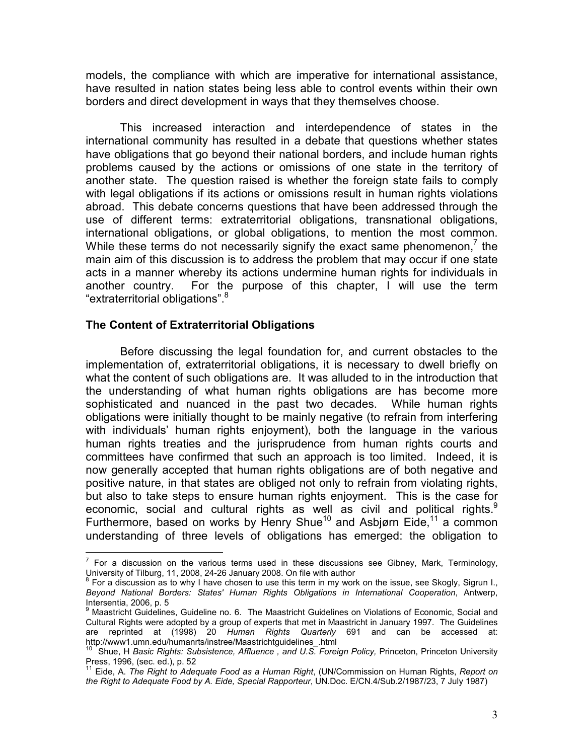models, the compliance with which are imperative for international assistance, have resulted in nation states being less able to control events within their own borders and direct development in ways that they themselves choose.

This increased interaction and interdependence of states in the international community has resulted in a debate that questions whether states have obligations that go beyond their national borders, and include human rights problems caused by the actions or omissions of one state in the territory of another state. The question raised is whether the foreign state fails to comply with legal obligations if its actions or omissions result in human rights violations abroad. This debate concerns questions that have been addressed through the use of different terms: extraterritorial obligations, transnational obligations, international obligations, or global obligations, to mention the most common. While these terms do not necessarily signify the exact same phenomenon,[7] the main aim of this discussion is to address the problem that may occur if one state acts in a manner whereby its actions undermine human rights for individuals in another country. For the purpose of this chapter, I will use the term "extraterritorial obligations".[8]

## The Content of Extraterritorial Obligations

Before discussing the legal foundation for, and current obstacles to the implementation of, extraterritorial obligations, it is necessary to dwell briefly on what the content of such obligations are. It was alluded to in the introduction that the understanding of what human rights obligations are has become more sophisticated and nuanced in the past two decades. While human rights obligations were initially thought to be mainly negative (to refrain from interfering with individuals' human rights enjoyment), both the language in the various human rights treaties and the jurisprudence from human rights courts and committees have confirmed that such an approach is too limited. Indeed, it is now generally accepted that human rights obligations are of both negative and positive nature, in that states are obliged not only to refrain from violating rights, but also to take steps to ensure human rights enjoyment. This is the case for economic, social and cultural rights as well as civil and political rights.[9] Furthermore, based on works by Henry Shue[10] and Asbjørn Eide,[11] a common understanding of three levels of obligations has emerged: the obligation to

---

[7] For a discussion on the various terms used in these discussions see Gibney, Mark, Terminology, University of Tilburg, 11, 2008, 24-26 January 2008. On file with author

[8] For a discussion as to why I have chosen to use this term in my work on the issue, see Skogly, Sigrun I., *Beyond National Borders: States' Human Rights Obligations in International Cooperation*, Antwerp, Intersentia, 2006, p. 5

[9] Maastricht Guidelines, Guideline no. 6. The Maastricht Guidelines on Violations of Economic, Social and Cultural Rights were adopted by a group of experts that met in Maastricht in January 1997. The Guidelines are reprinted at (1998) 20 *Human Rights Quarterly* 691 and can be accessed at: http://www1.umn.edu/humanrts/instree/Maastrichtguidelines_.html

[10] Shue, H *Basic Rights: Subsistence, Affluence , and U.S. Foreign Policy,* Princeton, Princeton University Press, 1996, (sec. ed.), p. 52

[11] Eide, A. *The Right to Adequate Food as a Human Right*, (UN/Commission on Human Rights, *Report on the Right to Adequate Food by A. Eide, Special Rapporteur*, UN.Doc. E/CN.4/Sub.2/1987/23, 7 July 1987)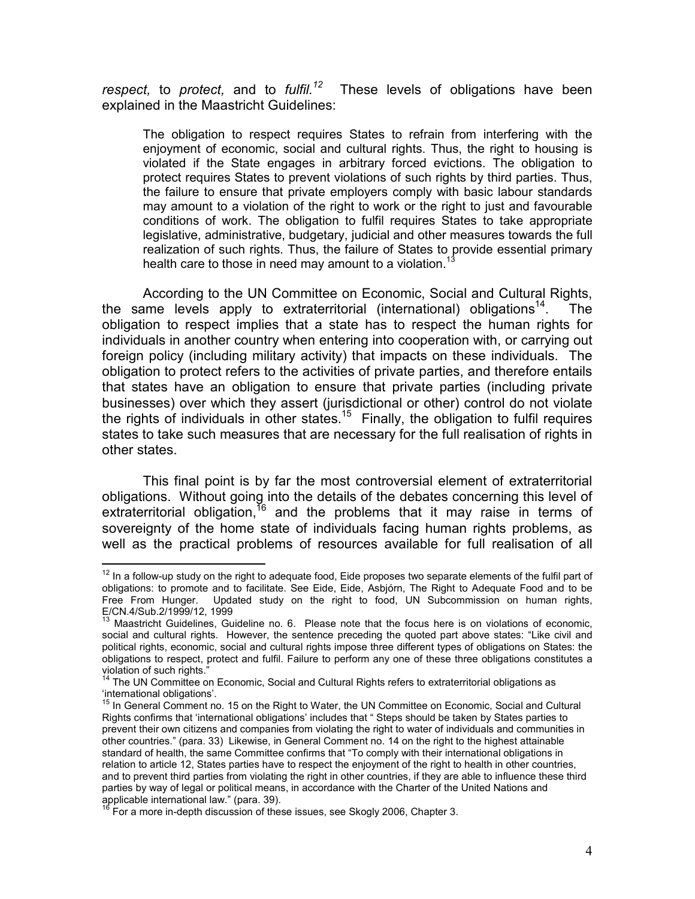*respect,* to *protect,* and to *fulfil.*[12] These levels of obligations have been explained in the Maastricht Guidelines:

> The obligation to respect requires States to refrain from interfering with the enjoyment of economic, social and cultural rights. Thus, the right to housing is violated if the State engages in arbitrary forced evictions. The obligation to protect requires States to prevent violations of such rights by third parties. Thus, the failure to ensure that private employers comply with basic labour standards may amount to a violation of the right to work or the right to just and favourable conditions of work. The obligation to fulfil requires States to take appropriate legislative, administrative, budgetary, judicial and other measures towards the full realization of such rights. Thus, the failure of States to provide essential primary health care to those in need may amount to a violation.[13]

According to the UN Committee on Economic, Social and Cultural Rights, the same levels apply to extraterritorial (international) obligations[14]. The obligation to respect implies that a state has to respect the human rights for individuals in another country when entering into cooperation with, or carrying out foreign policy (including military activity) that impacts on these individuals. The obligation to protect refers to the activities of private parties, and therefore entails that states have an obligation to ensure that private parties (including private businesses) over which they assert (jurisdictional or other) control do not violate the rights of individuals in other states.[15] Finally, the obligation to fulfil requires states to take such measures that are necessary for the full realisation of rights in other states.

This final point is by far the most controversial element of extraterritorial obligations. Without going into the details of the debates concerning this level of extraterritorial obligation,[16] and the problems that it may raise in terms of sovereignty of the home state of individuals facing human rights problems, as well as the practical problems of resources available for full realisation of all

---

[12] In a follow-up study on the right to adequate food, Eide proposes two separate elements of the fulfil part of obligations: to promote and to facilitate. See Eide, Eide, Asbjórn, The Right to Adequate Food and to be Free From Hunger. Updated study on the right to food, UN Subcommission on human rights, E/CN.4/Sub.2/1999/12, 1999

[13] Maastricht Guidelines, Guideline no. 6. Please note that the focus here is on violations of economic, social and cultural rights. However, the sentence preceding the quoted part above states: "Like civil and political rights, economic, social and cultural rights impose three different types of obligations on States: the obligations to respect, protect and fulfil. Failure to perform any one of these three obligations constitutes a violation of such rights."

[14] The UN Committee on Economic, Social and Cultural Rights refers to extraterritorial obligations as 'international obligations'.

[15] In General Comment no. 15 on the Right to Water, the UN Committee on Economic, Social and Cultural Rights confirms that 'international obligations' includes that " Steps should be taken by States parties to prevent their own citizens and companies from violating the right to water of individuals and communities in other countries." (para. 33) Likewise, in General Comment no. 14 on the right to the highest attainable standard of health, the same Committee confirms that "To comply with their international obligations in relation to article 12, States parties have to respect the enjoyment of the right to health in other countries, and to prevent third parties from violating the right in other countries, if they are able to influence these third parties by way of legal or political means, in accordance with the Charter of the United Nations and applicable international law." (para. 39).

[16] For a more in-depth discussion of these issues, see Skogly 2006, Chapter 3.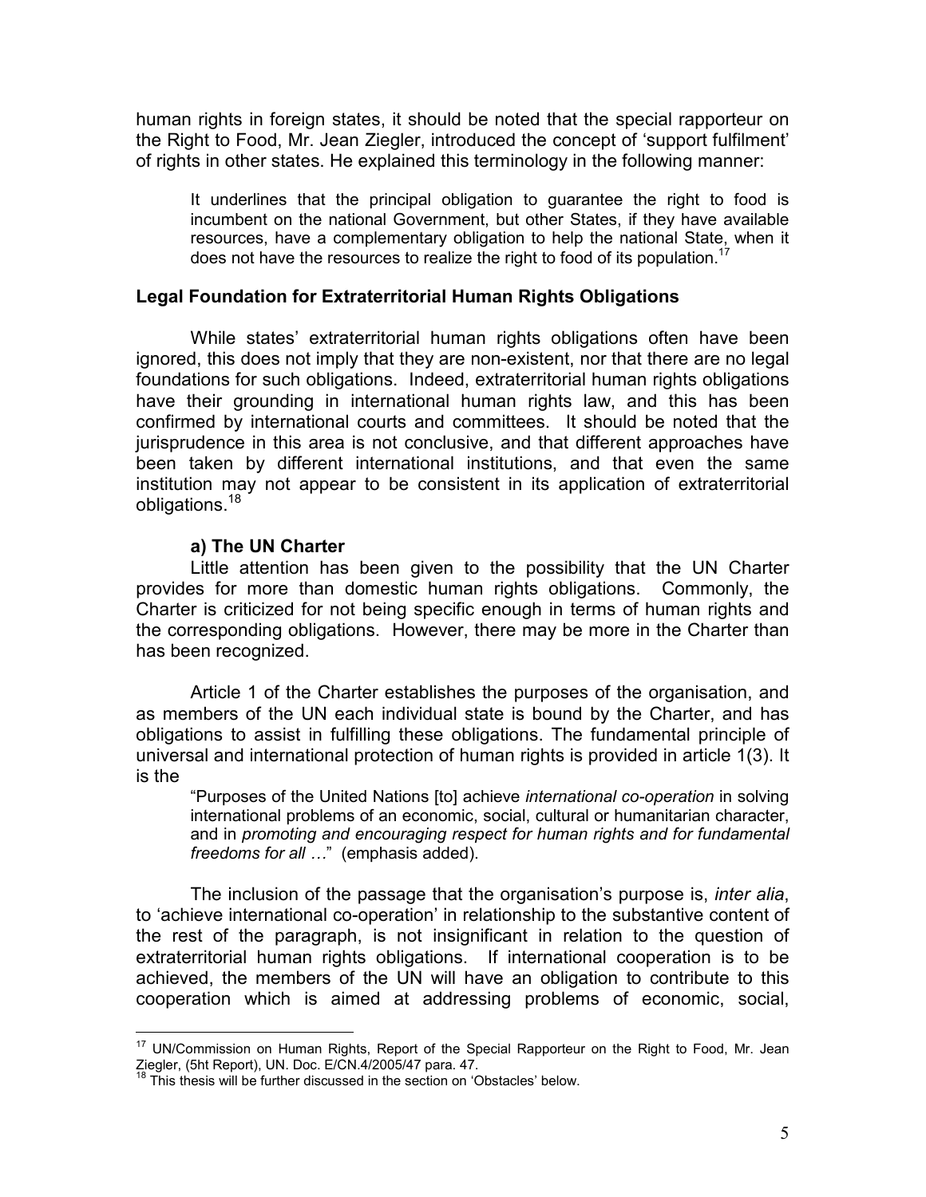human rights in foreign states, it should be noted that the special rapporteur on the Right to Food, Mr. Jean Ziegler, introduced the concept of 'support fulfilment' of rights in other states. He explained this terminology in the following manner:

> It underlines that the principal obligation to guarantee the right to food is incumbent on the national Government, but other States, if they have available resources, have a complementary obligation to help the national State, when it does not have the resources to realize the right to food of its population.[17]

## Legal Foundation for Extraterritorial Human Rights Obligations

While states' extraterritorial human rights obligations often have been ignored, this does not imply that they are non-existent, nor that there are no legal foundations for such obligations. Indeed, extraterritorial human rights obligations have their grounding in international human rights law, and this has been confirmed by international courts and committees. It should be noted that the jurisprudence in this area is not conclusive, and that different approaches have been taken by different international institutions, and that even the same institution may not appear to be consistent in its application of extraterritorial obligations.[18]

### a) The UN Charter

Little attention has been given to the possibility that the UN Charter provides for more than domestic human rights obligations. Commonly, the Charter is criticized for not being specific enough in terms of human rights and the corresponding obligations. However, there may be more in the Charter than has been recognized.

Article 1 of the Charter establishes the purposes of the organisation, and as members of the UN each individual state is bound by the Charter, and has obligations to assist in fulfilling these obligations. The fundamental principle of universal and international protection of human rights is provided in article 1(3). It is the

> "Purposes of the United Nations [to] achieve *international co-operation* in solving international problems of an economic, social, cultural or humanitarian character, and in *promoting and encouraging respect for human rights and for fundamental freedoms for all …*" (emphasis added).

The inclusion of the passage that the organisation's purpose is, *inter alia*, to 'achieve international co-operation' in relationship to the substantive content of the rest of the paragraph, is not insignificant in relation to the question of extraterritorial human rights obligations. If international cooperation is to be achieved, the members of the UN will have an obligation to contribute to this cooperation which is aimed at addressing problems of economic, social,

---

[17] UN/Commission on Human Rights, Report of the Special Rapporteur on the Right to Food, Mr. Jean Ziegler, (5ht Report), UN. Doc. E/CN.4/2005/47 para. 47.

[18] This thesis will be further discussed in the section on 'Obstacles' below.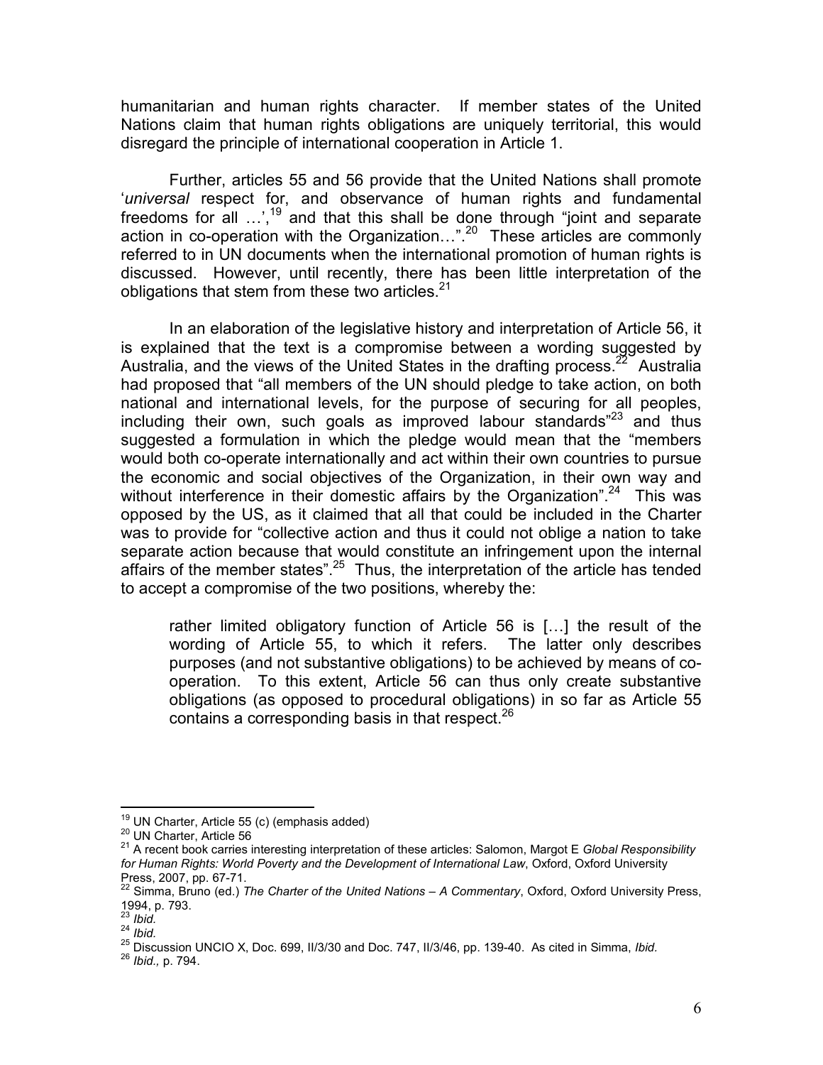humanitarian and human rights character. If member states of the United Nations claim that human rights obligations are uniquely territorial, this would disregard the principle of international cooperation in Article 1.

Further, articles 55 and 56 provide that the United Nations shall promote '*universal* respect for, and observance of human rights and fundamental freedoms for all …',[19] and that this shall be done through "joint and separate action in co-operation with the Organization…".[20] These articles are commonly referred to in UN documents when the international promotion of human rights is discussed. However, until recently, there has been little interpretation of the obligations that stem from these two articles.[21]

In an elaboration of the legislative history and interpretation of Article 56, it is explained that the text is a compromise between a wording suggested by Australia, and the views of the United States in the drafting process.[22] Australia had proposed that "all members of the UN should pledge to take action, on both national and international levels, for the purpose of securing for all peoples, including their own, such goals as improved labour standards"[23] and thus suggested a formulation in which the pledge would mean that the "members would both co-operate internationally and act within their own countries to pursue the economic and social objectives of the Organization, in their own way and without interference in their domestic affairs by the Organization".[24] This was opposed by the US, as it claimed that all that could be included in the Charter was to provide for "collective action and thus it could not oblige a nation to take separate action because that would constitute an infringement upon the internal affairs of the member states".[25] Thus, the interpretation of the article has tended to accept a compromise of the two positions, whereby the:

> rather limited obligatory function of Article 56 is […] the result of the wording of Article 55, to which it refers. The latter only describes purposes (and not substantive obligations) to be achieved by means of co-operation. To this extent, Article 56 can thus only create substantive obligations (as opposed to procedural obligations) in so far as Article 55 contains a corresponding basis in that respect.[26]

---

[19] UN Charter, Article 55 (c) (emphasis added)

[20] UN Charter, Article 56

[21] A recent book carries interesting interpretation of these articles: Salomon, Margot E *Global Responsibility for Human Rights: World Poverty and the Development of International Law*, Oxford, Oxford University Press, 2007, pp. 67-71.

[22] Simma, Bruno (ed.) *The Charter of the United Nations – A Commentary*, Oxford, Oxford University Press, 1994, p. 793.

[23] *Ibid.*

[24] *Ibid.*

[25] Discussion UNCIO X, Doc. 699, II/3/30 and Doc. 747, II/3/46, pp. 139-40. As cited in Simma, *Ibid.*

[26] *Ibid.,* p. 794.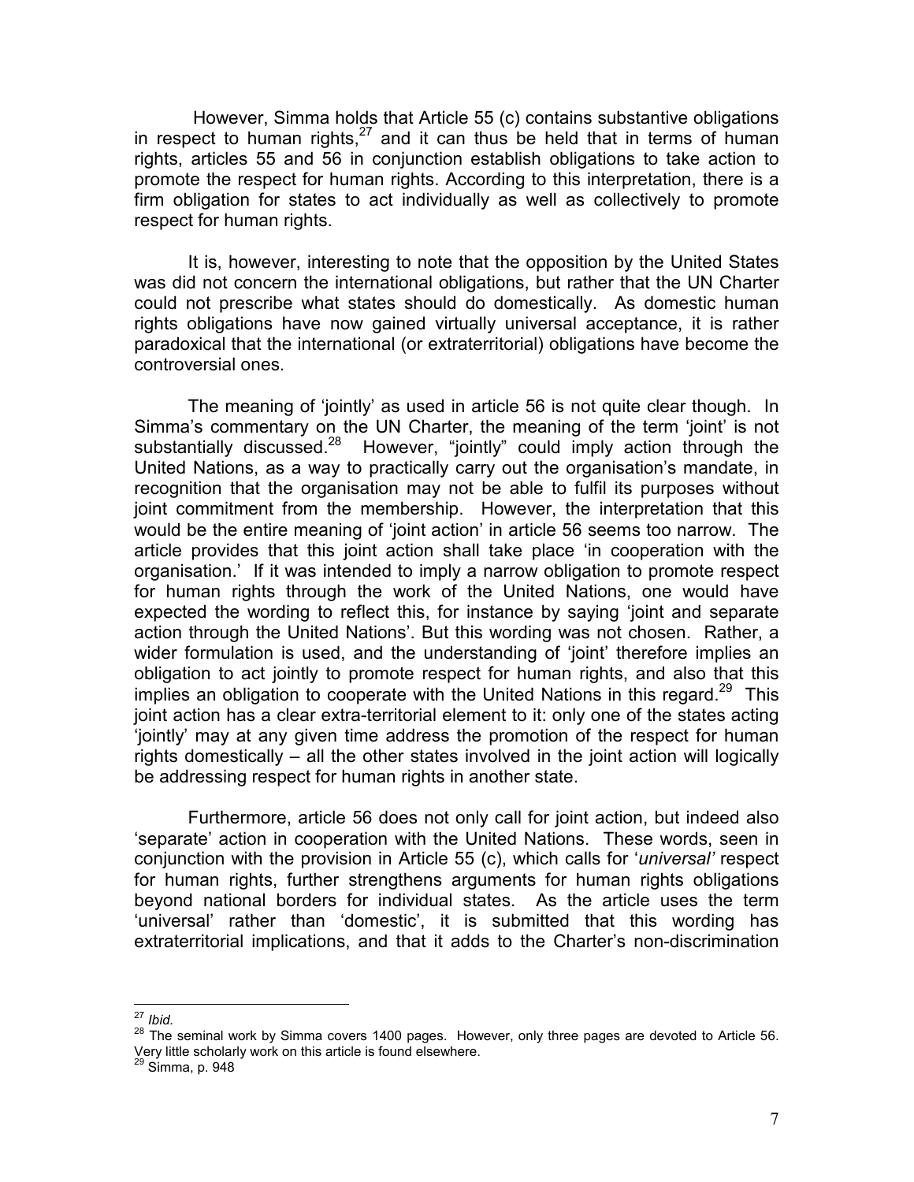However, Simma holds that Article 55 (c) contains substantive obligations in respect to human rights,[27] and it can thus be held that in terms of human rights, articles 55 and 56 in conjunction establish obligations to take action to promote the respect for human rights. According to this interpretation, there is a firm obligation for states to act individually as well as collectively to promote respect for human rights.

It is, however, interesting to note that the opposition by the United States was did not concern the international obligations, but rather that the UN Charter could not prescribe what states should do domestically. As domestic human rights obligations have now gained virtually universal acceptance, it is rather paradoxical that the international (or extraterritorial) obligations have become the controversial ones.

The meaning of 'jointly' as used in article 56 is not quite clear though. In Simma's commentary on the UN Charter, the meaning of the term 'joint' is not substantially discussed.[28] However, "jointly" could imply action through the United Nations, as a way to practically carry out the organisation's mandate, in recognition that the organisation may not be able to fulfil its purposes without joint commitment from the membership. However, the interpretation that this would be the entire meaning of 'joint action' in article 56 seems too narrow. The article provides that this joint action shall take place 'in cooperation with the organisation.' If it was intended to imply a narrow obligation to promote respect for human rights through the work of the United Nations, one would have expected the wording to reflect this, for instance by saying 'joint and separate action through the United Nations'. But this wording was not chosen. Rather, a wider formulation is used, and the understanding of 'joint' therefore implies an obligation to act jointly to promote respect for human rights, and also that this implies an obligation to cooperate with the United Nations in this regard.[29] This joint action has a clear extra-territorial element to it: only one of the states acting 'jointly' may at any given time address the promotion of the respect for human rights domestically – all the other states involved in the joint action will logically be addressing respect for human rights in another state.

Furthermore, article 56 does not only call for joint action, but indeed also 'separate' action in cooperation with the United Nations. These words, seen in conjunction with the provision in Article 55 (c), which calls for '*universal'* respect for human rights, further strengthens arguments for human rights obligations beyond national borders for individual states. As the article uses the term 'universal' rather than 'domestic', it is submitted that this wording has extraterritorial implications, and that it adds to the Charter's non-discrimination

---

[27] *Ibid.*

[28] The seminal work by Simma covers 1400 pages. However, only three pages are devoted to Article 56. Very little scholarly work on this article is found elsewhere.

[29] Simma, p. 948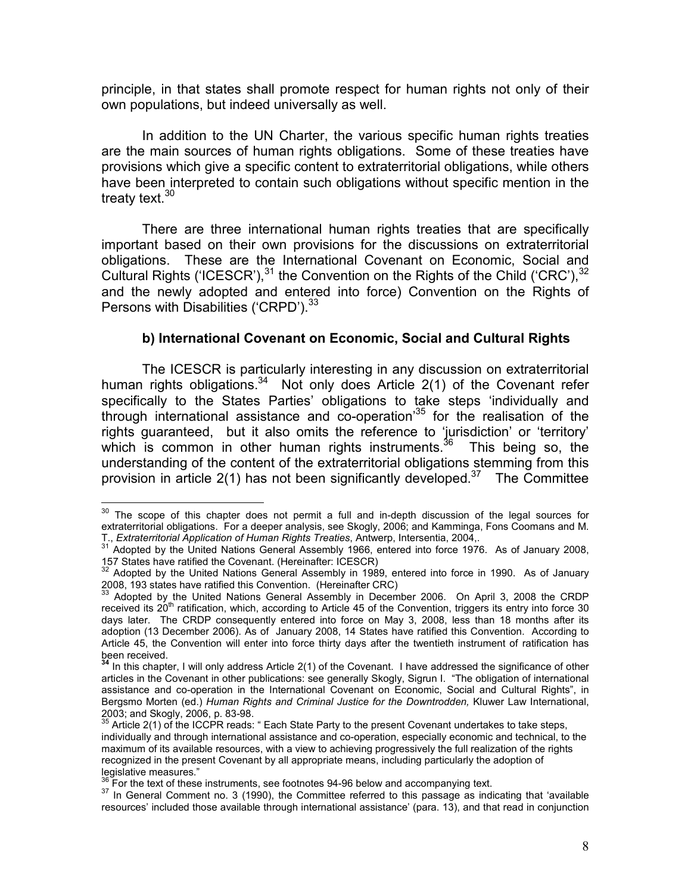principle, in that states shall promote respect for human rights not only of their own populations, but indeed universally as well.

In addition to the UN Charter, the various specific human rights treaties are the main sources of human rights obligations. Some of these treaties have provisions which give a specific content to extraterritorial obligations, while others have been interpreted to contain such obligations without specific mention in the treaty text.[30]

There are three international human rights treaties that are specifically important based on their own provisions for the discussions on extraterritorial obligations. These are the International Covenant on Economic, Social and Cultural Rights ('ICESCR'),[31] the Convention on the Rights of the Child ('CRC'),[32] and the newly adopted and entered into force) Convention on the Rights of Persons with Disabilities ('CRPD').[33]

### b) International Covenant on Economic, Social and Cultural Rights

The ICESCR is particularly interesting in any discussion on extraterritorial human rights obligations.[34] Not only does Article 2(1) of the Covenant refer specifically to the States Parties' obligations to take steps 'individually and through international assistance and co-operation'[35] for the realisation of the rights guaranteed, but it also omits the reference to 'jurisdiction' or 'territory' which is common in other human rights instruments.[36] This being so, the understanding of the content of the extraterritorial obligations stemming from this provision in article 2(1) has not been significantly developed.[37] The Committee

---

[30] The scope of this chapter does not permit a full and in-depth discussion of the legal sources for extraterritorial obligations. For a deeper analysis, see Skogly, 2006; and Kamminga, Fons Coomans and M. T., *Extraterritorial Application of Human Rights Treaties*, Antwerp, Intersentia, 2004,.

[31] Adopted by the United Nations General Assembly 1966, entered into force 1976. As of January 2008, 157 States have ratified the Covenant. (Hereinafter: ICESCR)

[32] Adopted by the United Nations General Assembly in 1989, entered into force in 1990. As of January 2008, 193 states have ratified this Convention. (Hereinafter CRC)

[33] Adopted by the United Nations General Assembly in December 2006. On April 3, 2008 the CRDP received its 20th ratification, which, according to Article 45 of the Convention, triggers its entry into force 30 days later. The CRDP consequently entered into force on May 3, 2008, less than 18 months after its adoption (13 December 2006). As of January 2008, 14 States have ratified this Convention. According to Article 45, the Convention will enter into force thirty days after the twentieth instrument of ratification has been received.

[34] In this chapter, I will only address Article 2(1) of the Covenant. I have addressed the significance of other articles in the Covenant in other publications: see generally Skogly, Sigrun I. "The obligation of international assistance and co-operation in the International Covenant on Economic, Social and Cultural Rights", in Bergsmo Morten (ed.) *Human Rights and Criminal Justice for the Downtrodden,* Kluwer Law International, 2003; and Skogly, 2006, p. 83-98.

[35] Article 2(1) of the ICCPR reads: " Each State Party to the present Covenant undertakes to take steps, individually and through international assistance and co-operation, especially economic and technical, to the maximum of its available resources, with a view to achieving progressively the full realization of the rights recognized in the present Covenant by all appropriate means, including particularly the adoption of legislative measures."

[36] For the text of these instruments, see footnotes 94-96 below and accompanying text.

[37] In General Comment no. 3 (1990), the Committee referred to this passage as indicating that 'available resources' included those available through international assistance' (para. 13), and that read in conjunction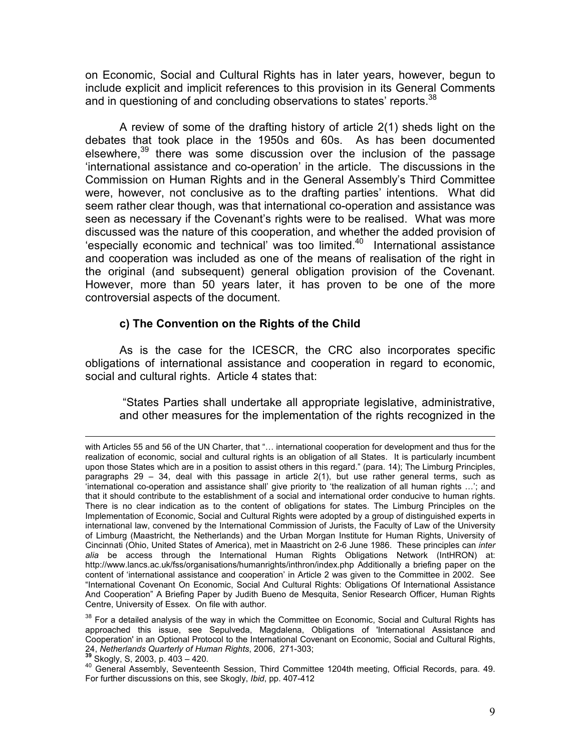on Economic, Social and Cultural Rights has in later years, however, begun to include explicit and implicit references to this provision in its General Comments and in questioning of and concluding observations to states' reports.[38]

A review of some of the drafting history of article 2(1) sheds light on the debates that took place in the 1950s and 60s. As has been documented elsewhere,[39] there was some discussion over the inclusion of the passage 'international assistance and co-operation' in the article. The discussions in the Commission on Human Rights and in the General Assembly's Third Committee were, however, not conclusive as to the drafting parties' intentions. What did seem rather clear though, was that international co-operation and assistance was seen as necessary if the Covenant's rights were to be realised. What was more discussed was the nature of this cooperation, and whether the added provision of 'especially economic and technical' was too limited.[40] International assistance and cooperation was included as one of the means of realisation of the right in the original (and subsequent) general obligation provision of the Covenant. However, more than 50 years later, it has proven to be one of the more controversial aspects of the document.

### c) The Convention on the Rights of the Child

As is the case for the ICESCR, the CRC also incorporates specific obligations of international assistance and cooperation in regard to economic, social and cultural rights. Article 4 states that:

> "States Parties shall undertake all appropriate legislative, administrative, and other measures for the implementation of the rights recognized in the

---

with Articles 55 and 56 of the UN Charter, that "… international cooperation for development and thus for the realization of economic, social and cultural rights is an obligation of all States. It is particularly incumbent upon those States which are in a position to assist others in this regard." (para. 14); The Limburg Principles, paragraphs 29 – 34, deal with this passage in article 2(1), but use rather general terms, such as 'international co-operation and assistance shall' give priority to 'the realization of all human rights …'; and that it should contribute to the establishment of a social and international order conducive to human rights. There is no clear indication as to the content of obligations for states. The Limburg Principles on the Implementation of Economic, Social and Cultural Rights were adopted by a group of distinguished experts in international law, convened by the International Commission of Jurists, the Faculty of Law of the University of Limburg (Maastricht, the Netherlands) and the Urban Morgan Institute for Human Rights, University of Cincinnati (Ohio, United States of America), met in Maastricht on 2-6 June 1986. These principles can *inter alia* be access through the International Human Rights Obligations Network (IntHRON) at: http://www.lancs.ac.uk/fss/organisations/humanrights/inthron/index.php Additionally a briefing paper on the content of 'international assistance and cooperation' in Article 2 was given to the Committee in 2002. See "International Covenant On Economic, Social And Cultural Rights: Obligations Of International Assistance And Cooperation" A Briefing Paper by Judith Bueno de Mesquita, Senior Research Officer, Human Rights Centre, University of Essex. On file with author.

[38] For a detailed analysis of the way in which the Committee on Economic, Social and Cultural Rights has approached this issue, see Sepulveda, Magdalena, Obligations of 'International Assistance and Cooperation' in an Optional Protocol to the International Covenant on Economic, Social and Cultural Rights, 24, *Netherlands Quarterly of Human Rights*, 2006, 271-303;

[39] Skogly, S, 2003, p. 403 – 420.

[40] General Assembly, Seventeenth Session, Third Committee 1204th meeting, Official Records, para. 49. For further discussions on this, see Skogly, *Ibid*, pp. 407-412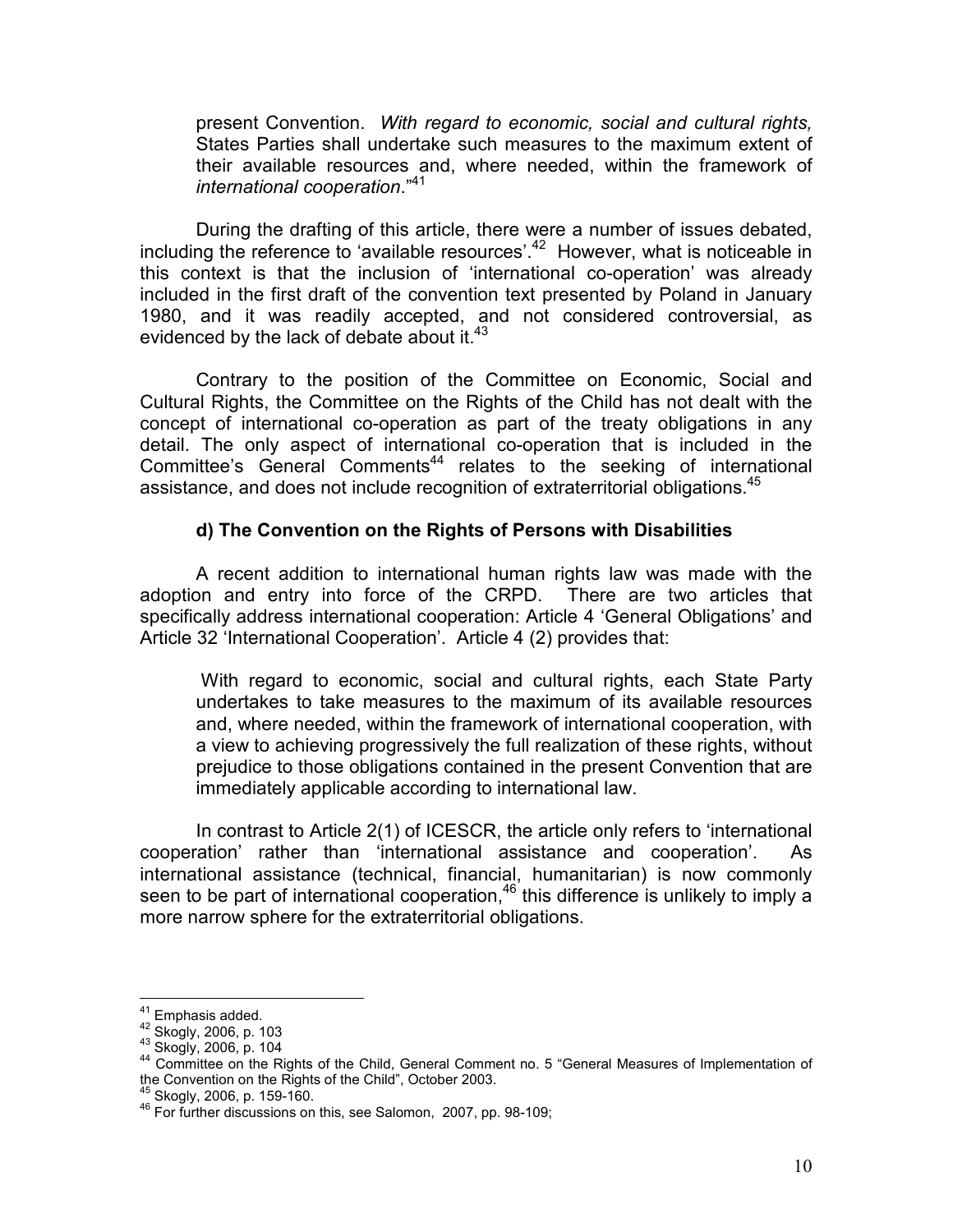> present Convention. *With regard to economic, social and cultural rights,* States Parties shall undertake such measures to the maximum extent of their available resources and, where needed, within the framework of *international cooperation*."[41]

During the drafting of this article, there were a number of issues debated, including the reference to 'available resources'.[42] However, what is noticeable in this context is that the inclusion of 'international co-operation' was already included in the first draft of the convention text presented by Poland in January 1980, and it was readily accepted, and not considered controversial, as evidenced by the lack of debate about it.[43]

Contrary to the position of the Committee on Economic, Social and Cultural Rights, the Committee on the Rights of the Child has not dealt with the concept of international co-operation as part of the treaty obligations in any detail. The only aspect of international co-operation that is included in the Committee's General Comments[44] relates to the seeking of international assistance, and does not include recognition of extraterritorial obligations.[45]

### d) The Convention on the Rights of Persons with Disabilities

A recent addition to international human rights law was made with the adoption and entry into force of the CRPD. There are two articles that specifically address international cooperation: Article 4 'General Obligations' and Article 32 'International Cooperation'. Article 4 (2) provides that:

> With regard to economic, social and cultural rights, each State Party undertakes to take measures to the maximum of its available resources and, where needed, within the framework of international cooperation, with a view to achieving progressively the full realization of these rights, without prejudice to those obligations contained in the present Convention that are immediately applicable according to international law.

In contrast to Article 2(1) of ICESCR, the article only refers to 'international cooperation' rather than 'international assistance and cooperation'. As international assistance (technical, financial, humanitarian) is now commonly seen to be part of international cooperation,[46] this difference is unlikely to imply a more narrow sphere for the extraterritorial obligations.

---

[41] Emphasis added.
[42] Skogly, 2006, p. 103
[43] Skogly, 2006, p. 104
[44] Committee on the Rights of the Child, General Comment no. 5 "General Measures of Implementation of the Convention on the Rights of the Child", October 2003.
[45] Skogly, 2006, p. 159-160.
[46] For further discussions on this, see Salomon, 2007, pp. 98-109;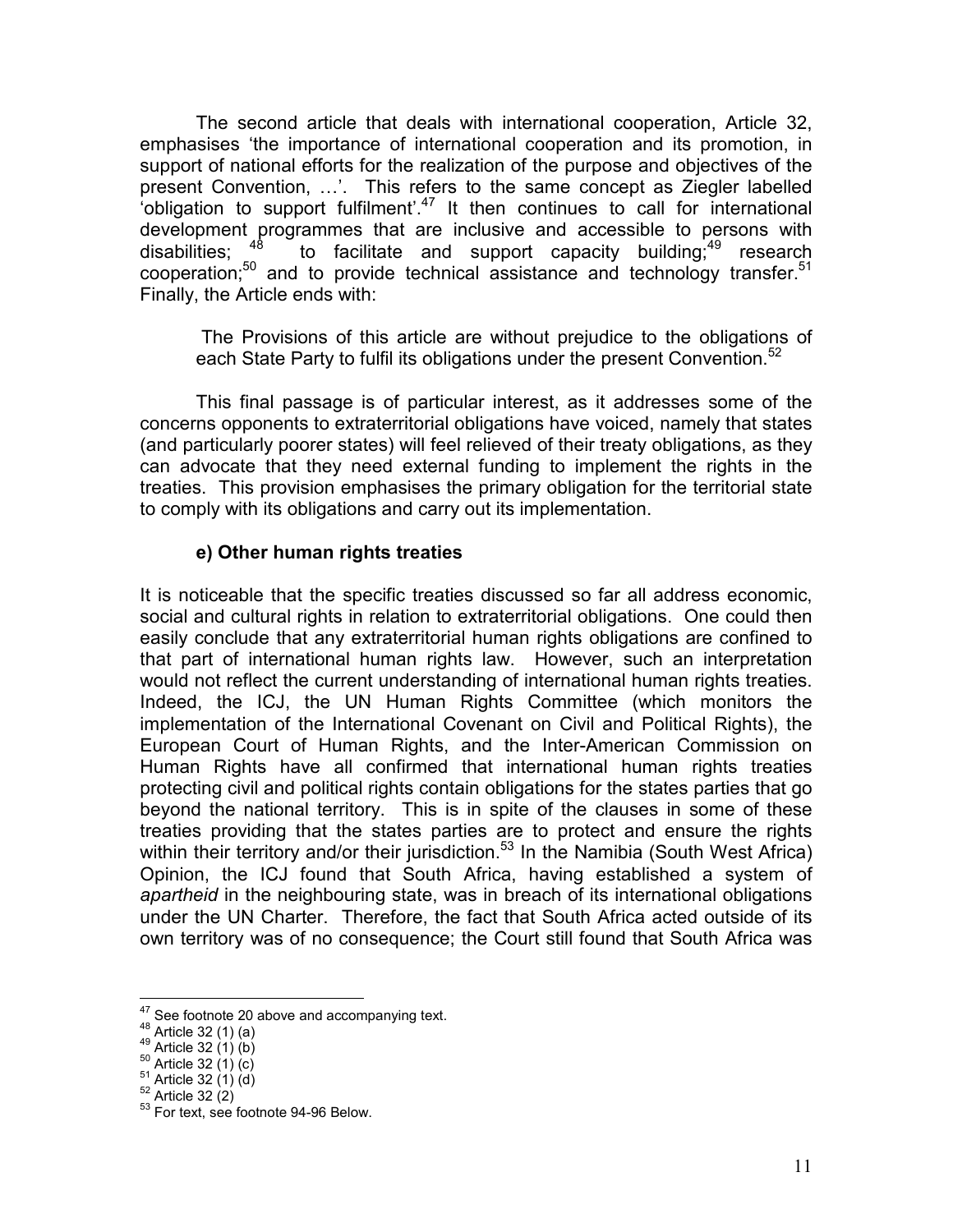The second article that deals with international cooperation, Article 32, emphasises 'the importance of international cooperation and its promotion, in support of national efforts for the realization of the purpose and objectives of the present Convention, …'. This refers to the same concept as Ziegler labelled 'obligation to support fulfilment'.[47] It then continues to call for international development programmes that are inclusive and accessible to persons with disabilities; [48] to facilitate and support capacity building;[49] research cooperation;[50] and to provide technical assistance and technology transfer.[51] Finally, the Article ends with:

> The Provisions of this article are without prejudice to the obligations of each State Party to fulfil its obligations under the present Convention.[52]

This final passage is of particular interest, as it addresses some of the concerns opponents to extraterritorial obligations have voiced, namely that states (and particularly poorer states) will feel relieved of their treaty obligations, as they can advocate that they need external funding to implement the rights in the treaties. This provision emphasises the primary obligation for the territorial state to comply with its obligations and carry out its implementation.

#### e) Other human rights treaties

It is noticeable that the specific treaties discussed so far all address economic, social and cultural rights in relation to extraterritorial obligations. One could then easily conclude that any extraterritorial human rights obligations are confined to that part of international human rights law. However, such an interpretation would not reflect the current understanding of international human rights treaties. Indeed, the ICJ, the UN Human Rights Committee (which monitors the implementation of the International Covenant on Civil and Political Rights), the European Court of Human Rights, and the Inter-American Commission on Human Rights have all confirmed that international human rights treaties protecting civil and political rights contain obligations for the states parties that go beyond the national territory. This is in spite of the clauses in some of these treaties providing that the states parties are to protect and ensure the rights within their territory and/or their jurisdiction.[53] In the Namibia (South West Africa) Opinion, the ICJ found that South Africa, having established a system of *apartheid* in the neighbouring state, was in breach of its international obligations under the UN Charter. Therefore, the fact that South Africa acted outside of its own territory was of no consequence; the Court still found that South Africa was

---

[47] See footnote 20 above and accompanying text.
[48] Article 32 (1) (a)
[49] Article 32 (1) (b)
[50] Article 32 (1) (c)
[51] Article 32 (1) (d)
[52] Article 32 (2)
[53] For text, see footnote 94-96 Below.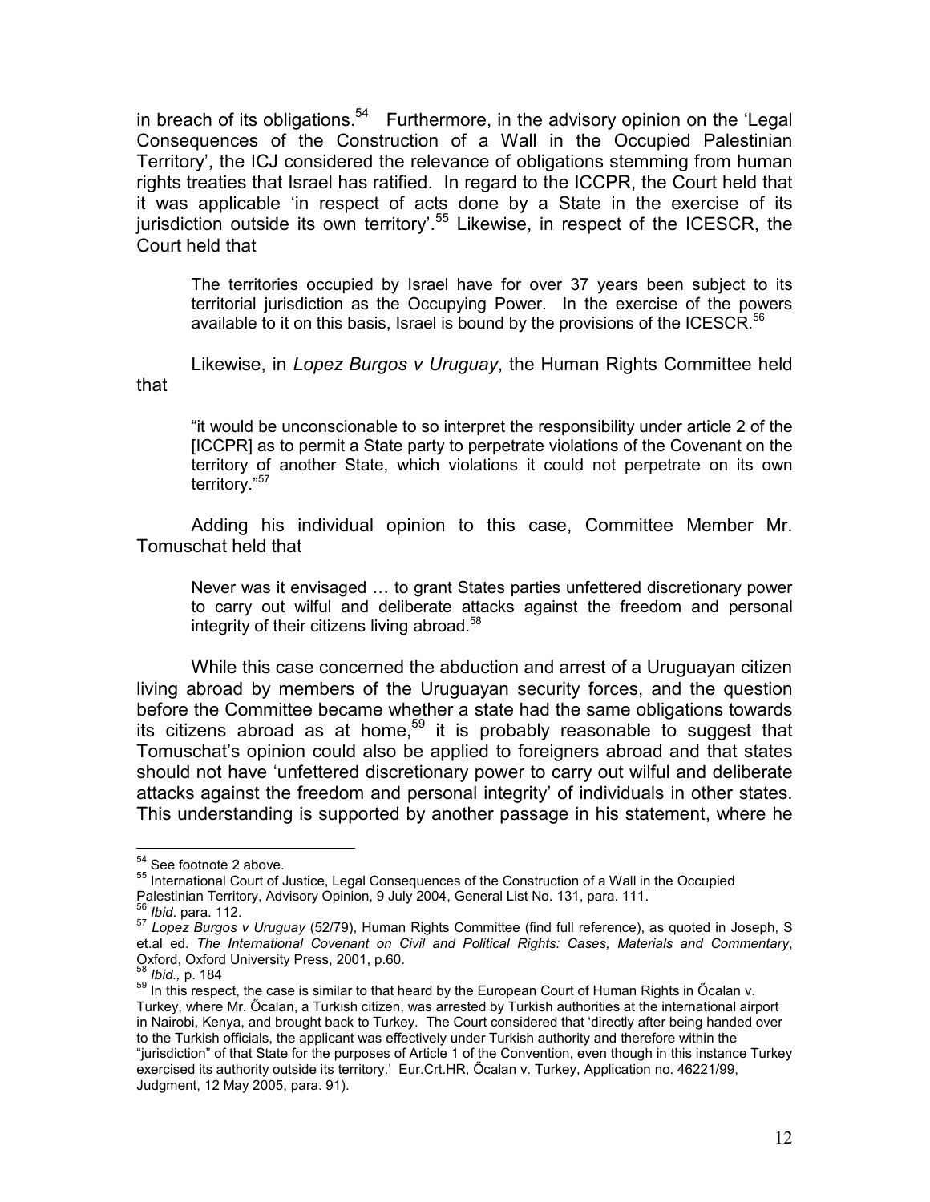in breach of its obligations.[54] Furthermore, in the advisory opinion on the 'Legal Consequences of the Construction of a Wall in the Occupied Palestinian Territory', the ICJ considered the relevance of obligations stemming from human rights treaties that Israel has ratified. In regard to the ICCPR, the Court held that it was applicable 'in respect of acts done by a State in the exercise of its jurisdiction outside its own territory'.[55] Likewise, in respect of the ICESCR, the Court held that

> The territories occupied by Israel have for over 37 years been subject to its territorial jurisdiction as the Occupying Power. In the exercise of the powers available to it on this basis, Israel is bound by the provisions of the ICESCR.[56]

Likewise, in *Lopez Burgos v Uruguay*, the Human Rights Committee held that

> "it would be unconscionable to so interpret the responsibility under article 2 of the [ICCPR] as to permit a State party to perpetrate violations of the Covenant on the territory of another State, which violations it could not perpetrate on its own territory."[57]

Adding his individual opinion to this case, Committee Member Mr. Tomuschat held that

> Never was it envisaged … to grant States parties unfettered discretionary power to carry out wilful and deliberate attacks against the freedom and personal integrity of their citizens living abroad.[58]

While this case concerned the abduction and arrest of a Uruguayan citizen living abroad by members of the Uruguayan security forces, and the question before the Committee became whether a state had the same obligations towards its citizens abroad as at home,[59] it is probably reasonable to suggest that Tomuschat's opinion could also be applied to foreigners abroad and that states should not have 'unfettered discretionary power to carry out wilful and deliberate attacks against the freedom and personal integrity' of individuals in other states. This understanding is supported by another passage in his statement, where he

---

[54] See footnote 2 above.

[55] International Court of Justice, Legal Consequences of the Construction of a Wall in the Occupied Palestinian Territory, Advisory Opinion, 9 July 2004, General List No. 131, para. 111.

[56] *Ibid*. para. 112.

[57] *Lopez Burgos v Uruguay* (52/79), Human Rights Committee (find full reference), as quoted in Joseph, S et.al ed. *The International Covenant on Civil and Political Rights: Cases, Materials and Commentary*, Oxford, Oxford University Press, 2001, p.60.

[58] *Ibid.,* p. 184

[59] In this respect, the case is similar to that heard by the European Court of Human Rights in Őcalan v. Turkey, where Mr. Őcalan, a Turkish citizen, was arrested by Turkish authorities at the international airport in Nairobi, Kenya, and brought back to Turkey. The Court considered that 'directly after being handed over to the Turkish officials, the applicant was effectively under Turkish authority and therefore within the "jurisdiction" of that State for the purposes of Article 1 of the Convention, even though in this instance Turkey exercised its authority outside its territory.' Eur.Crt.HR, Őcalan v. Turkey, Application no. 46221/99, Judgment, 12 May 2005, para. 91).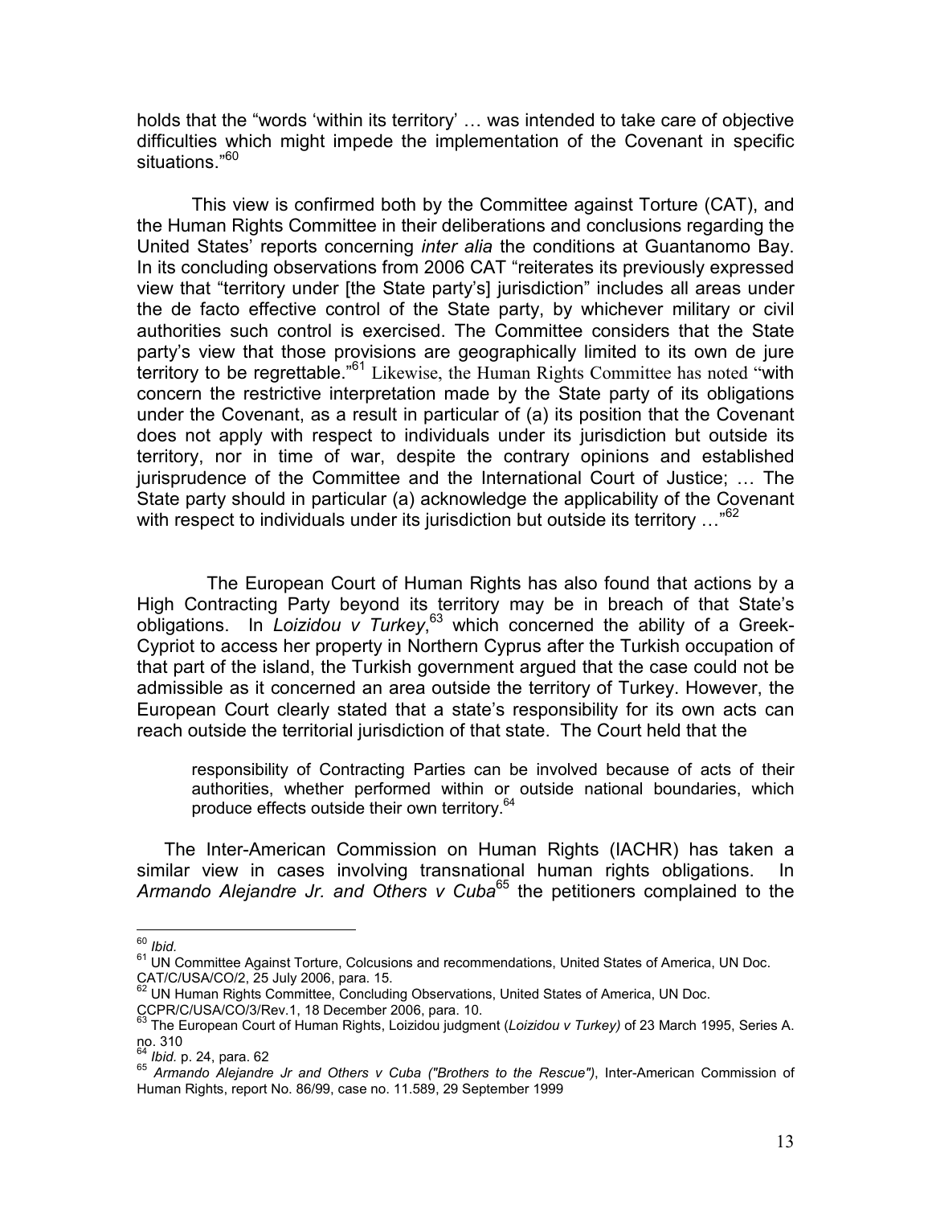holds that the "words 'within its territory' … was intended to take care of objective difficulties which might impede the implementation of the Covenant in specific situations."[60]

This view is confirmed both by the Committee against Torture (CAT), and the Human Rights Committee in their deliberations and conclusions regarding the United States' reports concerning *inter alia* the conditions at Guantanomo Bay. In its concluding observations from 2006 CAT "reiterates its previously expressed view that "territory under [the State party's] jurisdiction" includes all areas under the de facto effective control of the State party, by whichever military or civil authorities such control is exercised. The Committee considers that the State party's view that those provisions are geographically limited to its own de jure territory to be regrettable."[61] Likewise, the Human Rights Committee has noted "with concern the restrictive interpretation made by the State party of its obligations under the Covenant, as a result in particular of (a) its position that the Covenant does not apply with respect to individuals under its jurisdiction but outside its territory, nor in time of war, despite the contrary opinions and established jurisprudence of the Committee and the International Court of Justice; … The State party should in particular (a) acknowledge the applicability of the Covenant with respect to individuals under its jurisdiction but outside its territory …"[62]

The European Court of Human Rights has also found that actions by a High Contracting Party beyond its territory may be in breach of that State's obligations. In *Loizidou v Turkey*,[63] which concerned the ability of a Greek-Cypriot to access her property in Northern Cyprus after the Turkish occupation of that part of the island, the Turkish government argued that the case could not be admissible as it concerned an area outside the territory of Turkey. However, the European Court clearly stated that a state's responsibility for its own acts can reach outside the territorial jurisdiction of that state. The Court held that the

> responsibility of Contracting Parties can be involved because of acts of their authorities, whether performed within or outside national boundaries, which produce effects outside their own territory.[64]

The Inter-American Commission on Human Rights (IACHR) has taken a similar view in cases involving transnational human rights obligations. In *Armando Alejandre Jr. and Others v Cuba*[65] the petitioners complained to the

---

[60] *Ibid.*

[61] UN Committee Against Torture, Colcusions and recommendations, United States of America, UN Doc. CAT/C/USA/CO/2, 25 July 2006, para. 15.

[62] UN Human Rights Committee, Concluding Observations, United States of America, UN Doc. CCPR/C/USA/CO/3/Rev.1, 18 December 2006, para. 10.

[63] The European Court of Human Rights, Loizidou judgment (*Loizidou v Turkey)* of 23 March 1995, Series A. no. 310

[64] *Ibid.* p. 24, para. 62

[65] *Armando Alejandre Jr and Others v Cuba ("Brothers to the Rescue")*, Inter-American Commission of Human Rights, report No. 86/99, case no. 11.589, 29 September 1999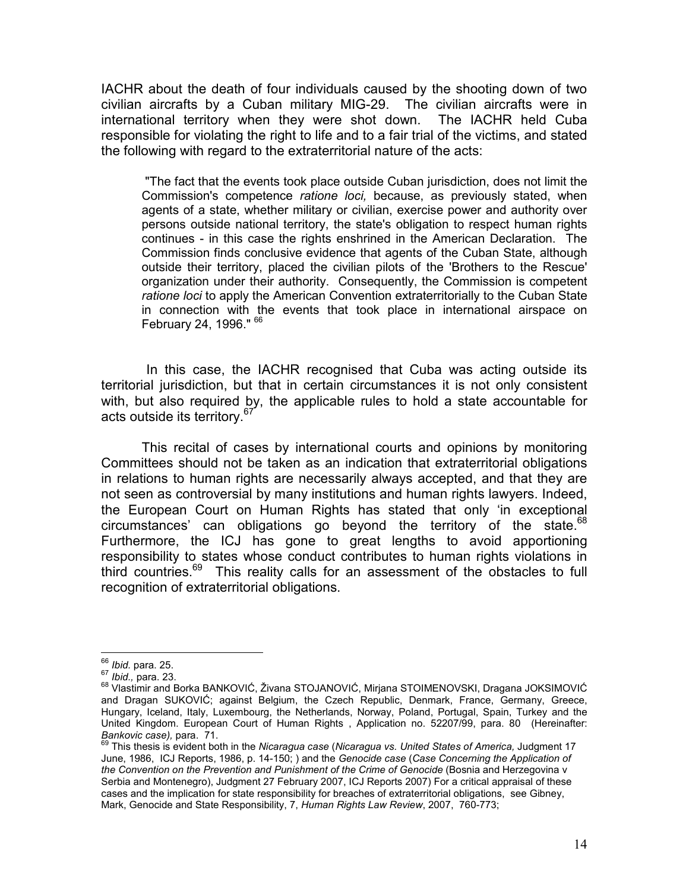IACHR about the death of four individuals caused by the shooting down of two civilian aircrafts by a Cuban military MIG-29. The civilian aircrafts were in international territory when they were shot down. The IACHR held Cuba responsible for violating the right to life and to a fair trial of the victims, and stated the following with regard to the extraterritorial nature of the acts:

> "The fact that the events took place outside Cuban jurisdiction, does not limit the Commission's competence *ratione loci,* because, as previously stated, when agents of a state, whether military or civilian, exercise power and authority over persons outside national territory, the state's obligation to respect human rights continues - in this case the rights enshrined in the American Declaration. The Commission finds conclusive evidence that agents of the Cuban State, although outside their territory, placed the civilian pilots of the 'Brothers to the Rescue' organization under their authority. Consequently, the Commission is competent *ratione loci* to apply the American Convention extraterritorially to the Cuban State in connection with the events that took place in international airspace on February 24, 1996." [66]

In this case, the IACHR recognised that Cuba was acting outside its territorial jurisdiction, but that in certain circumstances it is not only consistent with, but also required by, the applicable rules to hold a state accountable for acts outside its territory.[67]

This recital of cases by international courts and opinions by monitoring Committees should not be taken as an indication that extraterritorial obligations in relations to human rights are necessarily always accepted, and that they are not seen as controversial by many institutions and human rights lawyers. Indeed, the European Court on Human Rights has stated that only 'in exceptional circumstances' can obligations go beyond the territory of the state.[68] Furthermore, the ICJ has gone to great lengths to avoid apportioning responsibility to states whose conduct contributes to human rights violations in third countries.[69] This reality calls for an assessment of the obstacles to full recognition of extraterritorial obligations.

---

[66] *Ibid.* para. 25.

[67] *Ibid.,* para. 23.

[68] Vlastimir and Borka BANKOVIĆ, Živana STOJANOVIĆ, Mirjana STOIMENOVSKI, Dragana JOKSIMOVIĆ and Dragan SUKOVIĆ; against Belgium, the Czech Republic, Denmark, France, Germany, Greece, Hungary, Iceland, Italy, Luxembourg, the Netherlands, Norway, Poland, Portugal, Spain, Turkey and the United Kingdom. European Court of Human Rights , Application no. 52207/99, para. 80 (Hereinafter: *Bankovic case),* para. 71.

[69] This thesis is evident both in the *Nicaragua case* (*Nicaragua vs. United States of America,* Judgment 17 June, 1986, ICJ Reports, 1986, p. 14-150; ) and the *Genocide case* (*Case Concerning the Application of the Convention on the Prevention and Punishment of the Crime of Genocide* (Bosnia and Herzegovina v Serbia and Montenegro), Judgment 27 February 2007, ICJ Reports 2007) For a critical appraisal of these cases and the implication for state responsibility for breaches of extraterritorial obligations, see Gibney, Mark, Genocide and State Responsibility, 7, *Human Rights Law Review*, 2007, 760-773;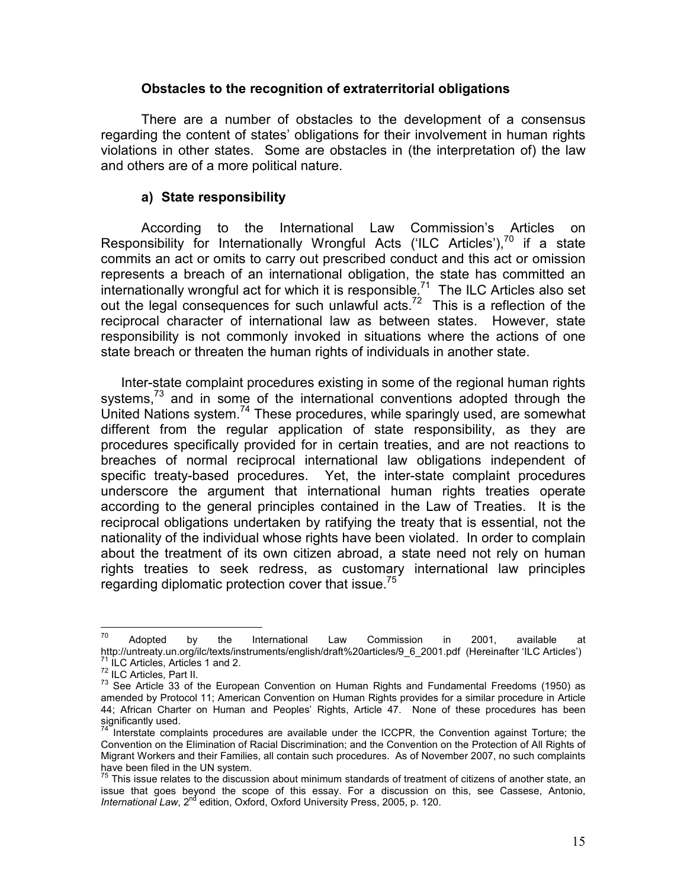### Obstacles to the recognition of extraterritorial obligations

There are a number of obstacles to the development of a consensus regarding the content of states' obligations for their involvement in human rights violations in other states. Some are obstacles in (the interpretation of) the law and others are of a more political nature.

#### a) State responsibility

According to the International Law Commission's Articles on Responsibility for Internationally Wrongful Acts ('ILC Articles'),[70] if a state commits an act or omits to carry out prescribed conduct and this act or omission represents a breach of an international obligation, the state has committed an internationally wrongful act for which it is responsible.[71] The ILC Articles also set out the legal consequences for such unlawful acts.[72] This is a reflection of the reciprocal character of international law as between states. However, state responsibility is not commonly invoked in situations where the actions of one state breach or threaten the human rights of individuals in another state.

Inter-state complaint procedures existing in some of the regional human rights systems,[73] and in some of the international conventions adopted through the United Nations system.[74] These procedures, while sparingly used, are somewhat different from the regular application of state responsibility, as they are procedures specifically provided for in certain treaties, and are not reactions to breaches of normal reciprocal international law obligations independent of specific treaty-based procedures. Yet, the inter-state complaint procedures underscore the argument that international human rights treaties operate according to the general principles contained in the Law of Treaties. It is the reciprocal obligations undertaken by ratifying the treaty that is essential, not the nationality of the individual whose rights have been violated. In order to complain about the treatment of its own citizen abroad, a state need not rely on human rights treaties to seek redress, as customary international law principles regarding diplomatic protection cover that issue.[75]

---

[70] Adopted by the International Law Commission in 2001, available at http://untreaty.un.org/ilc/texts/instruments/english/draft%20articles/9_6_2001.pdf (Hereinafter 'ILC Articles')

[71] ILC Articles, Articles 1 and 2.

[72] ILC Articles, Part II.

[73] See Article 33 of the European Convention on Human Rights and Fundamental Freedoms (1950) as amended by Protocol 11; American Convention on Human Rights provides for a similar procedure in Article 44; African Charter on Human and Peoples' Rights, Article 47. None of these procedures has been significantly used.

[74] Interstate complaints procedures are available under the ICCPR, the Convention against Torture; the Convention on the Elimination of Racial Discrimination; and the Convention on the Protection of All Rights of Migrant Workers and their Families, all contain such procedures. As of November 2007, no such complaints have been filed in the UN system.

[75] This issue relates to the discussion about minimum standards of treatment of citizens of another state, an issue that goes beyond the scope of this essay. For a discussion on this, see Cassese, Antonio, *International Law*, 2nd edition, Oxford, Oxford University Press, 2005, p. 120.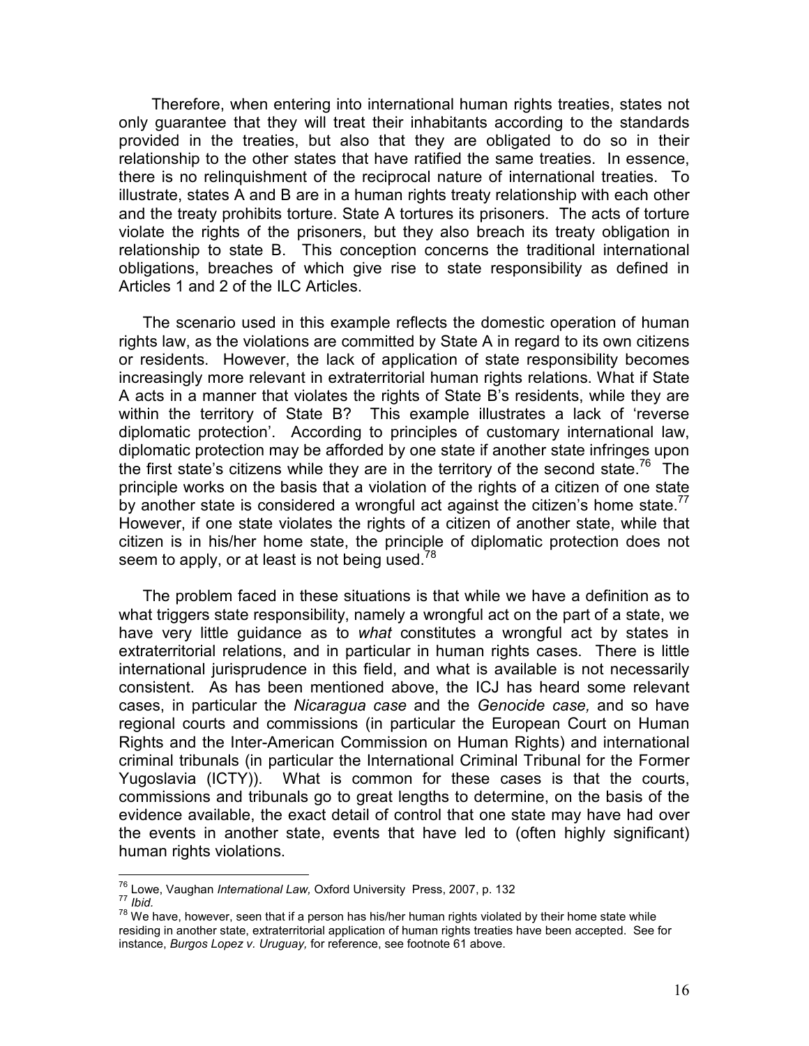Therefore, when entering into international human rights treaties, states not only guarantee that they will treat their inhabitants according to the standards provided in the treaties, but also that they are obligated to do so in their relationship to the other states that have ratified the same treaties. In essence, there is no relinquishment of the reciprocal nature of international treaties. To illustrate, states A and B are in a human rights treaty relationship with each other and the treaty prohibits torture. State A tortures its prisoners. The acts of torture violate the rights of the prisoners, but they also breach its treaty obligation in relationship to state B. This conception concerns the traditional international obligations, breaches of which give rise to state responsibility as defined in Articles 1 and 2 of the ILC Articles.

The scenario used in this example reflects the domestic operation of human rights law, as the violations are committed by State A in regard to its own citizens or residents. However, the lack of application of state responsibility becomes increasingly more relevant in extraterritorial human rights relations. What if State A acts in a manner that violates the rights of State B's residents, while they are within the territory of State B? This example illustrates a lack of 'reverse diplomatic protection'. According to principles of customary international law, diplomatic protection may be afforded by one state if another state infringes upon the first state's citizens while they are in the territory of the second state.[76] The principle works on the basis that a violation of the rights of a citizen of one state by another state is considered a wrongful act against the citizen's home state.[77] However, if one state violates the rights of a citizen of another state, while that citizen is in his/her home state, the principle of diplomatic protection does not seem to apply, or at least is not being used.[78]

The problem faced in these situations is that while we have a definition as to what triggers state responsibility, namely a wrongful act on the part of a state, we have very little guidance as to *what* constitutes a wrongful act by states in extraterritorial relations, and in particular in human rights cases. There is little international jurisprudence in this field, and what is available is not necessarily consistent. As has been mentioned above, the ICJ has heard some relevant cases, in particular the *Nicaragua case* and the *Genocide case,* and so have regional courts and commissions (in particular the European Court on Human Rights and the Inter-American Commission on Human Rights) and international criminal tribunals (in particular the International Criminal Tribunal for the Former Yugoslavia (ICTY)). What is common for these cases is that the courts, commissions and tribunals go to great lengths to determine, on the basis of the evidence available, the exact detail of control that one state may have had over the events in another state, events that have led to (often highly significant) human rights violations.

---

[76] Lowe, Vaughan *International Law,* Oxford University Press, 2007, p. 132

[77] *Ibid.*

[78] We have, however, seen that if a person has his/her human rights violated by their home state while residing in another state, extraterritorial application of human rights treaties have been accepted. See for instance, *Burgos Lopez v. Uruguay,* for reference, see footnote 61 above.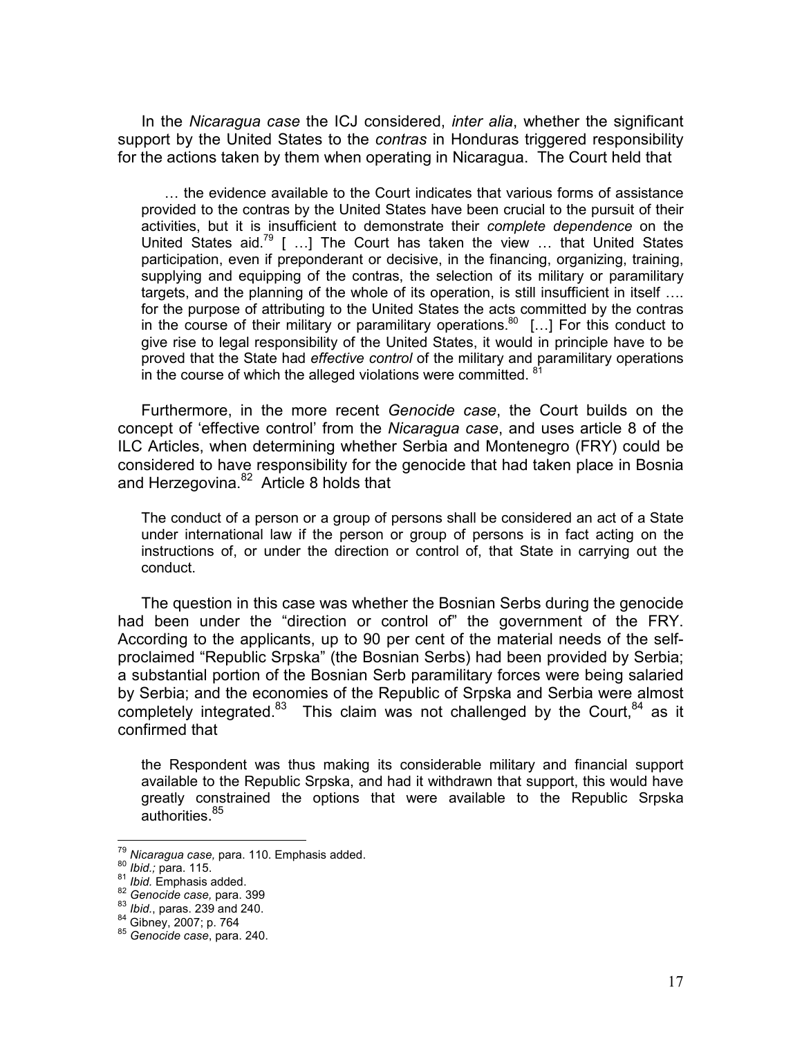In the *Nicaragua case* the ICJ considered, *inter alia*, whether the significant support by the United States to the *contras* in Honduras triggered responsibility for the actions taken by them when operating in Nicaragua. The Court held that

> … the evidence available to the Court indicates that various forms of assistance provided to the contras by the United States have been crucial to the pursuit of their activities, but it is insufficient to demonstrate their *complete dependence* on the United States aid.[79] [ …] The Court has taken the view … that United States participation, even if preponderant or decisive, in the financing, organizing, training, supplying and equipping of the contras, the selection of its military or paramilitary targets, and the planning of the whole of its operation, is still insufficient in itself …. for the purpose of attributing to the United States the acts committed by the contras in the course of their military or paramilitary operations.[80] […] For this conduct to give rise to legal responsibility of the United States, it would in principle have to be proved that the State had *effective control* of the military and paramilitary operations in the course of which the alleged violations were committed.[81]

Furthermore, in the more recent *Genocide case*, the Court builds on the concept of 'effective control' from the *Nicaragua case*, and uses article 8 of the ILC Articles, when determining whether Serbia and Montenegro (FRY) could be considered to have responsibility for the genocide that had taken place in Bosnia and Herzegovina.[82] Article 8 holds that

> The conduct of a person or a group of persons shall be considered an act of a State under international law if the person or group of persons is in fact acting on the instructions of, or under the direction or control of, that State in carrying out the conduct.

The question in this case was whether the Bosnian Serbs during the genocide had been under the "direction or control of" the government of the FRY. According to the applicants, up to 90 per cent of the material needs of the self-proclaimed "Republic Srpska" (the Bosnian Serbs) had been provided by Serbia; a substantial portion of the Bosnian Serb paramilitary forces were being salaried by Serbia; and the economies of the Republic of Srpska and Serbia were almost completely integrated.[83] This claim was not challenged by the Court,[84] as it confirmed that

> the Respondent was thus making its considerable military and financial support available to the Republic Srpska, and had it withdrawn that support, this would have greatly constrained the options that were available to the Republic Srpska authorities.[85]

---

[79] *Nicaragua case,* para. 110. Emphasis added.
[80] *Ibid.;* para. 115.
[81] *Ibid.* Emphasis added.
[82] *Genocide case,* para. 399
[83] *Ibid.*, paras. 239 and 240.
[84] Gibney, 2007; p. 764
[85] *Genocide case*, para. 240.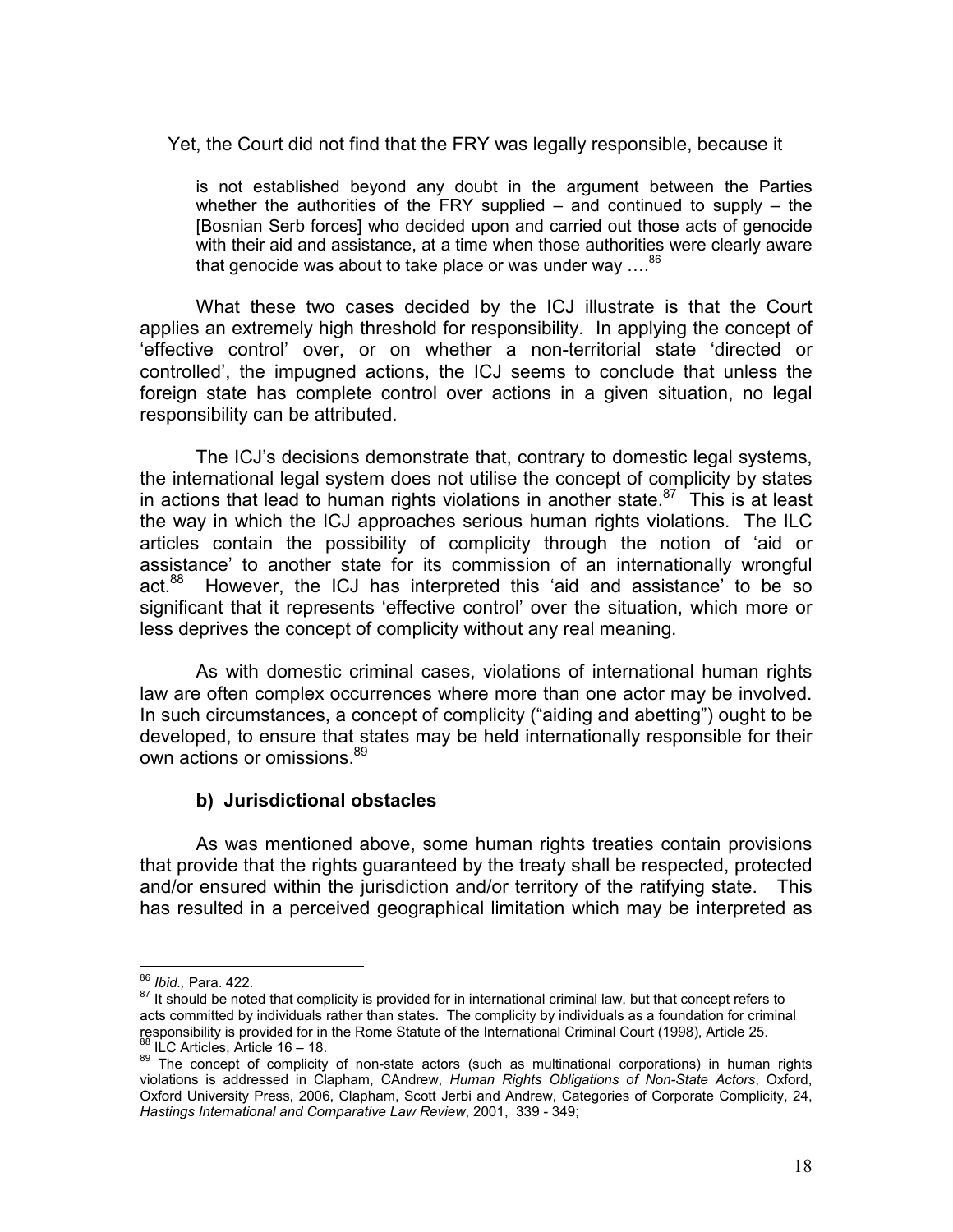Yet, the Court did not find that the FRY was legally responsible, because it

> is not established beyond any doubt in the argument between the Parties whether the authorities of the FRY supplied – and continued to supply – the [Bosnian Serb forces] who decided upon and carried out those acts of genocide with their aid and assistance, at a time when those authorities were clearly aware that genocide was about to take place or was under way ….[86]

What these two cases decided by the ICJ illustrate is that the Court applies an extremely high threshold for responsibility. In applying the concept of 'effective control' over, or on whether a non-territorial state 'directed or controlled', the impugned actions, the ICJ seems to conclude that unless the foreign state has complete control over actions in a given situation, no legal responsibility can be attributed.

The ICJ's decisions demonstrate that, contrary to domestic legal systems, the international legal system does not utilise the concept of complicity by states in actions that lead to human rights violations in another state.[87] This is at least the way in which the ICJ approaches serious human rights violations. The ILC articles contain the possibility of complicity through the notion of 'aid or assistance' to another state for its commission of an internationally wrongful act.[88] However, the ICJ has interpreted this 'aid and assistance' to be so significant that it represents 'effective control' over the situation, which more or less deprives the concept of complicity without any real meaning.

As with domestic criminal cases, violations of international human rights law are often complex occurrences where more than one actor may be involved. In such circumstances, a concept of complicity ("aiding and abetting") ought to be developed, to ensure that states may be held internationally responsible for their own actions or omissions.[89]

### b) Jurisdictional obstacles

As was mentioned above, some human rights treaties contain provisions that provide that the rights guaranteed by the treaty shall be respected, protected and/or ensured within the jurisdiction and/or territory of the ratifying state. This has resulted in a perceived geographical limitation which may be interpreted as

---

[86] *Ibid.,* Para. 422.

[87] It should be noted that complicity is provided for in international criminal law, but that concept refers to acts committed by individuals rather than states. The complicity by individuals as a foundation for criminal responsibility is provided for in the Rome Statute of the International Criminal Court (1998), Article 25.

[88] ILC Articles, Article 16 – 18.

[89] The concept of complicity of non-state actors (such as multinational corporations) in human rights violations is addressed in Clapham, CAndrew, *Human Rights Obligations of Non-State Actors*, Oxford, Oxford University Press, 2006, Clapham, Scott Jerbi and Andrew, Categories of Corporate Complicity, 24, *Hastings International and Comparative Law Review*, 2001, 339 - 349;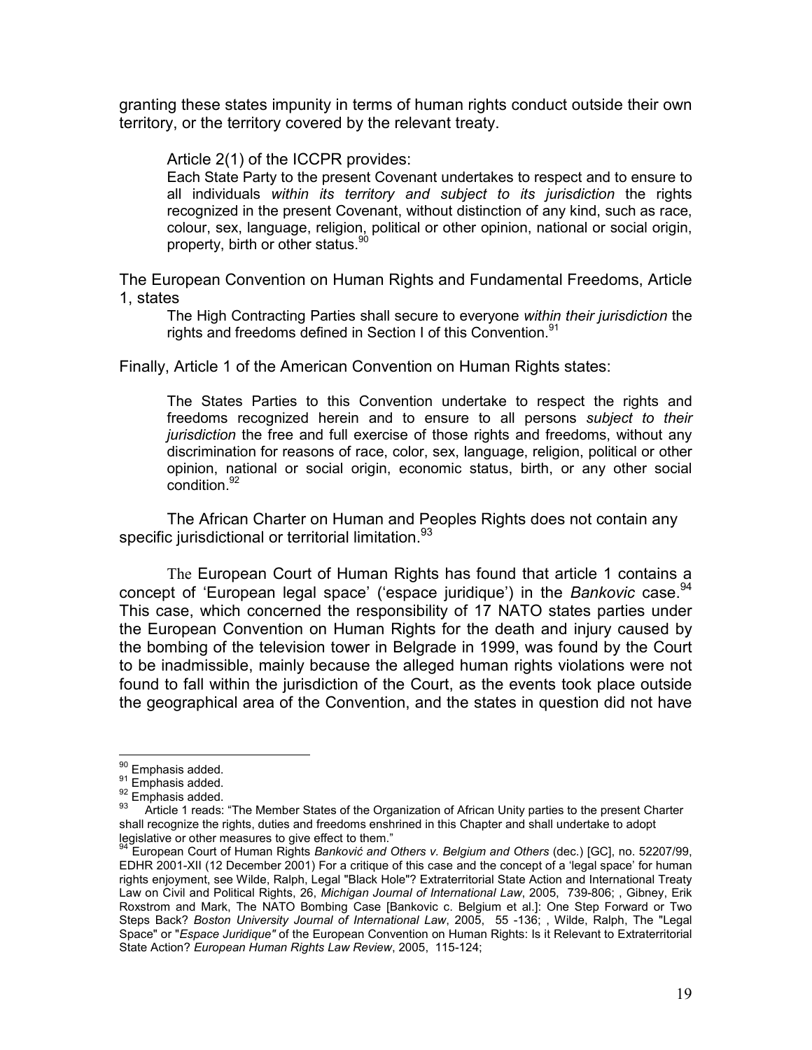granting these states impunity in terms of human rights conduct outside their own territory, or the territory covered by the relevant treaty.

> Article 2(1) of the ICCPR provides:
> Each State Party to the present Covenant undertakes to respect and to ensure to all individuals *within its territory and subject to its jurisdiction* the rights recognized in the present Covenant, without distinction of any kind, such as race, colour, sex, language, religion, political or other opinion, national or social origin, property, birth or other status.[90]

The European Convention on Human Rights and Fundamental Freedoms, Article 1, states

> The High Contracting Parties shall secure to everyone *within their jurisdiction* the rights and freedoms defined in Section I of this Convention.[91]

Finally, Article 1 of the American Convention on Human Rights states:

> The States Parties to this Convention undertake to respect the rights and freedoms recognized herein and to ensure to all persons *subject to their jurisdiction* the free and full exercise of those rights and freedoms, without any discrimination for reasons of race, color, sex, language, religion, political or other opinion, national or social origin, economic status, birth, or any other social condition.[92]

The African Charter on Human and Peoples Rights does not contain any specific jurisdictional or territorial limitation.[93]

The European Court of Human Rights has found that article 1 contains a concept of 'European legal space' ('espace juridique') in the *Bankovic* case.[94] This case, which concerned the responsibility of 17 NATO states parties under the European Convention on Human Rights for the death and injury caused by the bombing of the television tower in Belgrade in 1999, was found by the Court to be inadmissible, mainly because the alleged human rights violations were not found to fall within the jurisdiction of the Court, as the events took place outside the geographical area of the Convention, and the states in question did not have

---

[90] Emphasis added.

[91] Emphasis added.

[92] Emphasis added.

[93] Article 1 reads: "The Member States of the Organization of African Unity parties to the present Charter shall recognize the rights, duties and freedoms enshrined in this Chapter and shall undertake to adopt legislative or other measures to give effect to them."

[94] European Court of Human Rights *Banković and Others v. Belgium and Others* (dec.) [GC], no. 52207/99, EDHR 2001-XII (12 December 2001) For a critique of this case and the concept of a 'legal space' for human rights enjoyment, see Wilde, Ralph, Legal "Black Hole"? Extraterritorial State Action and International Treaty Law on Civil and Political Rights, 26, *Michigan Journal of International Law*, 2005, 739-806; , Gibney, Erik Roxstrom and Mark, The NATO Bombing Case [Bankovic c. Belgium et al.]: One Step Forward or Two Steps Back? *Boston University Journal of International Law*, 2005, 55 -136; , Wilde, Ralph, The "Legal Space" or "*Espace Juridique"* of the European Convention on Human Rights: Is it Relevant to Extraterritorial State Action? *European Human Rights Law Review*, 2005, 115-124;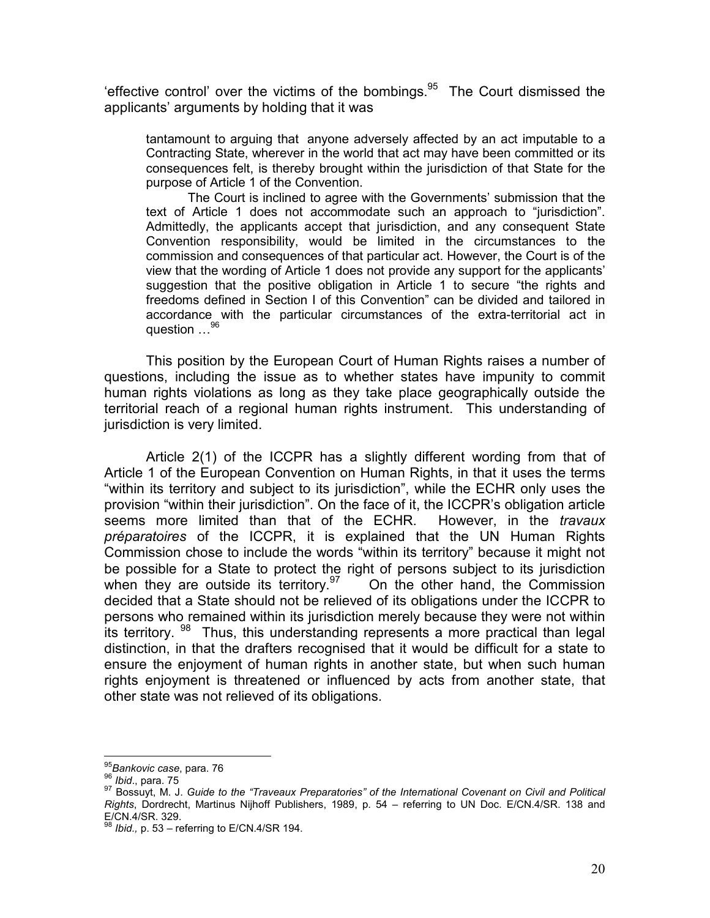'effective control' over the victims of the bombings.[95] The Court dismissed the applicants' arguments by holding that it was

> tantamount to arguing that anyone adversely affected by an act imputable to a Contracting State, wherever in the world that act may have been committed or its consequences felt, is thereby brought within the jurisdiction of that State for the purpose of Article 1 of the Convention.
>
> The Court is inclined to agree with the Governments' submission that the text of Article 1 does not accommodate such an approach to "jurisdiction". Admittedly, the applicants accept that jurisdiction, and any consequent State Convention responsibility, would be limited in the circumstances to the commission and consequences of that particular act. However, the Court is of the view that the wording of Article 1 does not provide any support for the applicants' suggestion that the positive obligation in Article 1 to secure "the rights and freedoms defined in Section I of this Convention" can be divided and tailored in accordance with the particular circumstances of the extra-territorial act in question …[96]

This position by the European Court of Human Rights raises a number of questions, including the issue as to whether states have impunity to commit human rights violations as long as they take place geographically outside the territorial reach of a regional human rights instrument. This understanding of jurisdiction is very limited.

Article 2(1) of the ICCPR has a slightly different wording from that of Article 1 of the European Convention on Human Rights, in that it uses the terms "within its territory and subject to its jurisdiction", while the ECHR only uses the provision "within their jurisdiction". On the face of it, the ICCPR's obligation article seems more limited than that of the ECHR. However, in the *travaux préparatoires* of the ICCPR, it is explained that the UN Human Rights Commission chose to include the words "within its territory" because it might not be possible for a State to protect the right of persons subject to its jurisdiction when they are outside its territory.[97] On the other hand, the Commission decided that a State should not be relieved of its obligations under the ICCPR to persons who remained within its jurisdiction merely because they were not within its territory.[98] Thus, this understanding represents a more practical than legal distinction, in that the drafters recognised that it would be difficult for a state to ensure the enjoyment of human rights in another state, but when such human rights enjoyment is threatened or influenced by acts from another state, that other state was not relieved of its obligations.

---

[95] *Bankovic case*, para. 76

[96] *Ibid*., para. 75

[97] Bossuyt, M. J. *Guide to the "Traveaux Preparatories" of the International Covenant on Civil and Political Rights*, Dordrecht, Martinus Nijhoff Publishers, 1989, p. 54 – referring to UN Doc. E/CN.4/SR. 138 and E/CN.4/SR. 329.

[98] *Ibid.,* p. 53 – referring to E/CN.4/SR 194.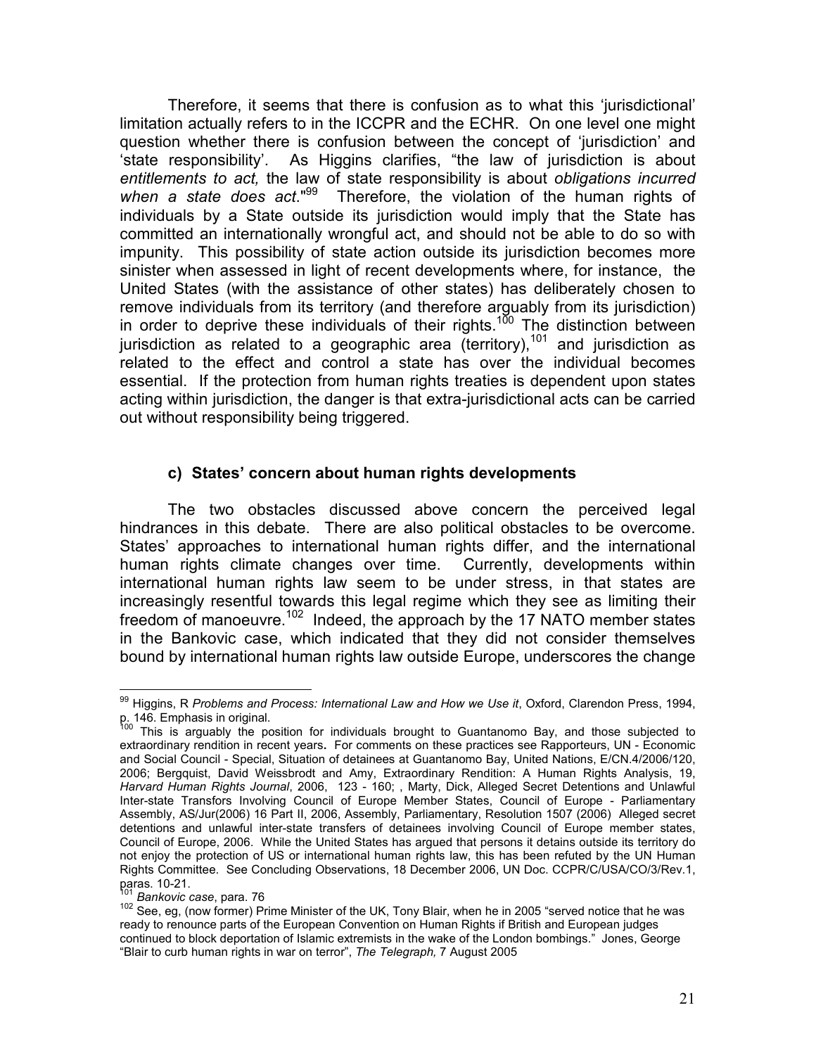Therefore, it seems that there is confusion as to what this 'jurisdictional' limitation actually refers to in the ICCPR and the ECHR. On one level one might question whether there is confusion between the concept of 'jurisdiction' and 'state responsibility'. As Higgins clarifies, "the law of jurisdiction is about *entitlements to act,* the law of state responsibility is about *obligations incurred when a state does act*."[99] Therefore, the violation of the human rights of individuals by a State outside its jurisdiction would imply that the State has committed an internationally wrongful act, and should not be able to do so with impunity. This possibility of state action outside its jurisdiction becomes more sinister when assessed in light of recent developments where, for instance, the United States (with the assistance of other states) has deliberately chosen to remove individuals from its territory (and therefore arguably from its jurisdiction) in order to deprive these individuals of their rights.[100] The distinction between jurisdiction as related to a geographic area (territory),[101] and jurisdiction as related to the effect and control a state has over the individual becomes essential. If the protection from human rights treaties is dependent upon states acting within jurisdiction, the danger is that extra-jurisdictional acts can be carried out without responsibility being triggered.

### c) States' concern about human rights developments

The two obstacles discussed above concern the perceived legal hindrances in this debate. There are also political obstacles to be overcome. States' approaches to international human rights differ, and the international human rights climate changes over time. Currently, developments within international human rights law seem to be under stress, in that states are increasingly resentful towards this legal regime which they see as limiting their freedom of manoeuvre.[102] Indeed, the approach by the 17 NATO member states in the Bankovic case, which indicated that they did not consider themselves bound by international human rights law outside Europe, underscores the change

---

[99] Higgins, R *Problems and Process: International Law and How we Use it*, Oxford, Clarendon Press, 1994, p. 146. Emphasis in original.

[100] This is arguably the position for individuals brought to Guantanomo Bay, and those subjected to extraordinary rendition in recent years**.** For comments on these practices see Rapporteurs, UN - Economic and Social Council - Special, Situation of detainees at Guantanomo Bay, United Nations, E/CN.4/2006/120, 2006; Bergquist, David Weissbrodt and Amy, Extraordinary Rendition: A Human Rights Analysis, 19, *Harvard Human Rights Journal*, 2006, 123 - 160; , Marty, Dick, Alleged Secret Detentions and Unlawful Inter-state Transfors Involving Council of Europe Member States, Council of Europe - Parliamentary Assembly, AS/Jur(2006) 16 Part II, 2006, Assembly, Parliamentary, Resolution 1507 (2006) Alleged secret detentions and unlawful inter-state transfers of detainees involving Council of Europe member states, Council of Europe, 2006. While the United States has argued that persons it detains outside its territory do not enjoy the protection of US or international human rights law, this has been refuted by the UN Human Rights Committee. See Concluding Observations, 18 December 2006, UN Doc. CCPR/C/USA/CO/3/Rev.1, paras. 10-21.

[101] *Bankovic case*, para. 76

[102] See, eg, (now former) Prime Minister of the UK, Tony Blair, when he in 2005 "served notice that he was ready to renounce parts of the European Convention on Human Rights if British and European judges continued to block deportation of Islamic extremists in the wake of the London bombings." Jones, George "Blair to curb human rights in war on terror", *The Telegraph,* 7 August 2005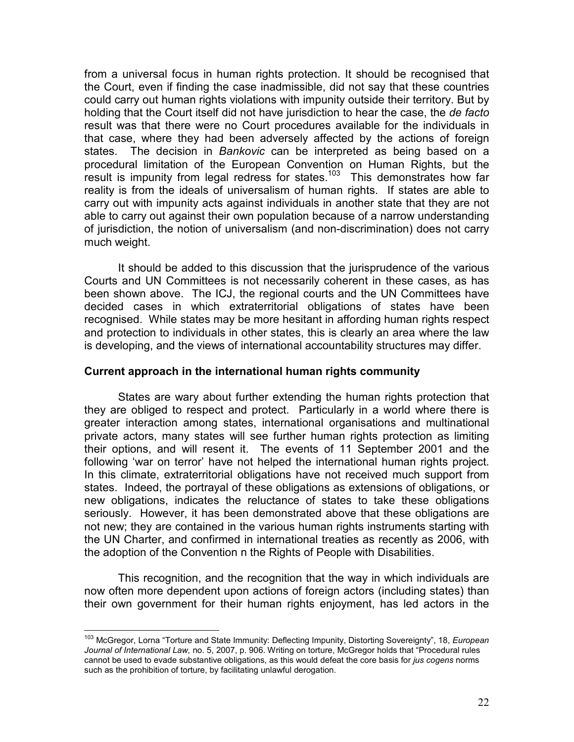from a universal focus in human rights protection. It should be recognised that the Court, even if finding the case inadmissible, did not say that these countries could carry out human rights violations with impunity outside their territory. But by holding that the Court itself did not have jurisdiction to hear the case, the *de facto* result was that there were no Court procedures available for the individuals in that case, where they had been adversely affected by the actions of foreign states. The decision in *Bankovic* can be interpreted as being based on a procedural limitation of the European Convention on Human Rights, but the result is impunity from legal redress for states.[103] This demonstrates how far reality is from the ideals of universalism of human rights. If states are able to carry out with impunity acts against individuals in another state that they are not able to carry out against their own population because of a narrow understanding of jurisdiction, the notion of universalism (and non-discrimination) does not carry much weight.

It should be added to this discussion that the jurisprudence of the various Courts and UN Committees is not necessarily coherent in these cases, as has been shown above. The ICJ, the regional courts and the UN Committees have decided cases in which extraterritorial obligations of states have been recognised. While states may be more hesitant in affording human rights respect and protection to individuals in other states, this is clearly an area where the law is developing, and the views of international accountability structures may differ.

**Current approach in the international human rights community**

States are wary about further extending the human rights protection that they are obliged to respect and protect. Particularly in a world where there is greater interaction among states, international organisations and multinational private actors, many states will see further human rights protection as limiting their options, and will resent it. The events of 11 September 2001 and the following 'war on terror' have not helped the international human rights project. In this climate, extraterritorial obligations have not received much support from states. Indeed, the portrayal of these obligations as extensions of obligations, or new obligations, indicates the reluctance of states to take these obligations seriously. However, it has been demonstrated above that these obligations are not new; they are contained in the various human rights instruments starting with the UN Charter, and confirmed in international treaties as recently as 2006, with the adoption of the Convention n the Rights of People with Disabilities.

This recognition, and the recognition that the way in which individuals are now often more dependent upon actions of foreign actors (including states) than their own government for their human rights enjoyment, has led actors in the

---

[103] McGregor, Lorna "Torture and State Immunity: Deflecting Impunity, Distorting Sovereignty", 18, *European Journal of International Law,* no. 5, 2007, p. 906. Writing on torture, McGregor holds that "Procedural rules cannot be used to evade substantive obligations, as this would defeat the core basis for *jus cogens* norms such as the prohibition of torture, by facilitating unlawful derogation.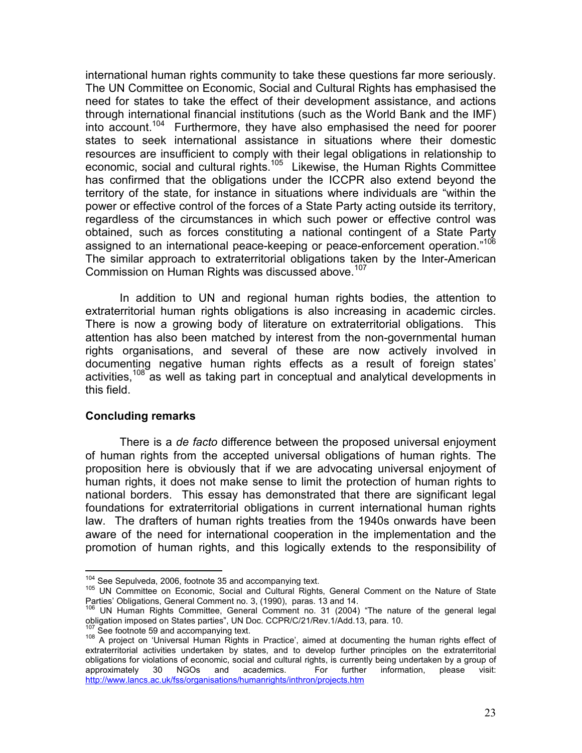international human rights community to take these questions far more seriously. The UN Committee on Economic, Social and Cultural Rights has emphasised the need for states to take the effect of their development assistance, and actions through international financial institutions (such as the World Bank and the IMF) into account.[104] Furthermore, they have also emphasised the need for poorer states to seek international assistance in situations where their domestic resources are insufficient to comply with their legal obligations in relationship to economic, social and cultural rights.[105] Likewise, the Human Rights Committee has confirmed that the obligations under the ICCPR also extend beyond the territory of the state, for instance in situations where individuals are "within the power or effective control of the forces of a State Party acting outside its territory, regardless of the circumstances in which such power or effective control was obtained, such as forces constituting a national contingent of a State Party assigned to an international peace-keeping or peace-enforcement operation."[106] The similar approach to extraterritorial obligations taken by the Inter-American Commission on Human Rights was discussed above.[107]

In addition to UN and regional human rights bodies, the attention to extraterritorial human rights obligations is also increasing in academic circles. There is now a growing body of literature on extraterritorial obligations. This attention has also been matched by interest from the non-governmental human rights organisations, and several of these are now actively involved in documenting negative human rights effects as a result of foreign states' activities,[108] as well as taking part in conceptual and analytical developments in this field.

### Concluding remarks

There is a *de facto* difference between the proposed universal enjoyment of human rights from the accepted universal obligations of human rights. The proposition here is obviously that if we are advocating universal enjoyment of human rights, it does not make sense to limit the protection of human rights to national borders. This essay has demonstrated that there are significant legal foundations for extraterritorial obligations in current international human rights law. The drafters of human rights treaties from the 1940s onwards have been aware of the need for international cooperation in the implementation and the promotion of human rights, and this logically extends to the responsibility of

---

[104] See Sepulveda, 2006, footnote 35 and accompanying text.

[105] UN Committee on Economic, Social and Cultural Rights, General Comment on the Nature of State Parties' Obligations, General Comment no. 3, (1990), paras. 13 and 14.

[106] UN Human Rights Committee, General Comment no. 31 (2004) "The nature of the general legal obligation imposed on States parties", UN Doc. CCPR/C/21/Rev.1/Add.13, para. 10.

[107] See footnote 59 and accompanying text.

[108] A project on 'Universal Human Rights in Practice', aimed at documenting the human rights effect of extraterritorial activities undertaken by states, and to develop further principles on the extraterritorial obligations for violations of economic, social and cultural rights, is currently being undertaken by a group of approximately 30 NGOs and academics. For further information, please visit: http://www.lancs.ac.uk/fss/organisations/humanrights/inthron/projects.htm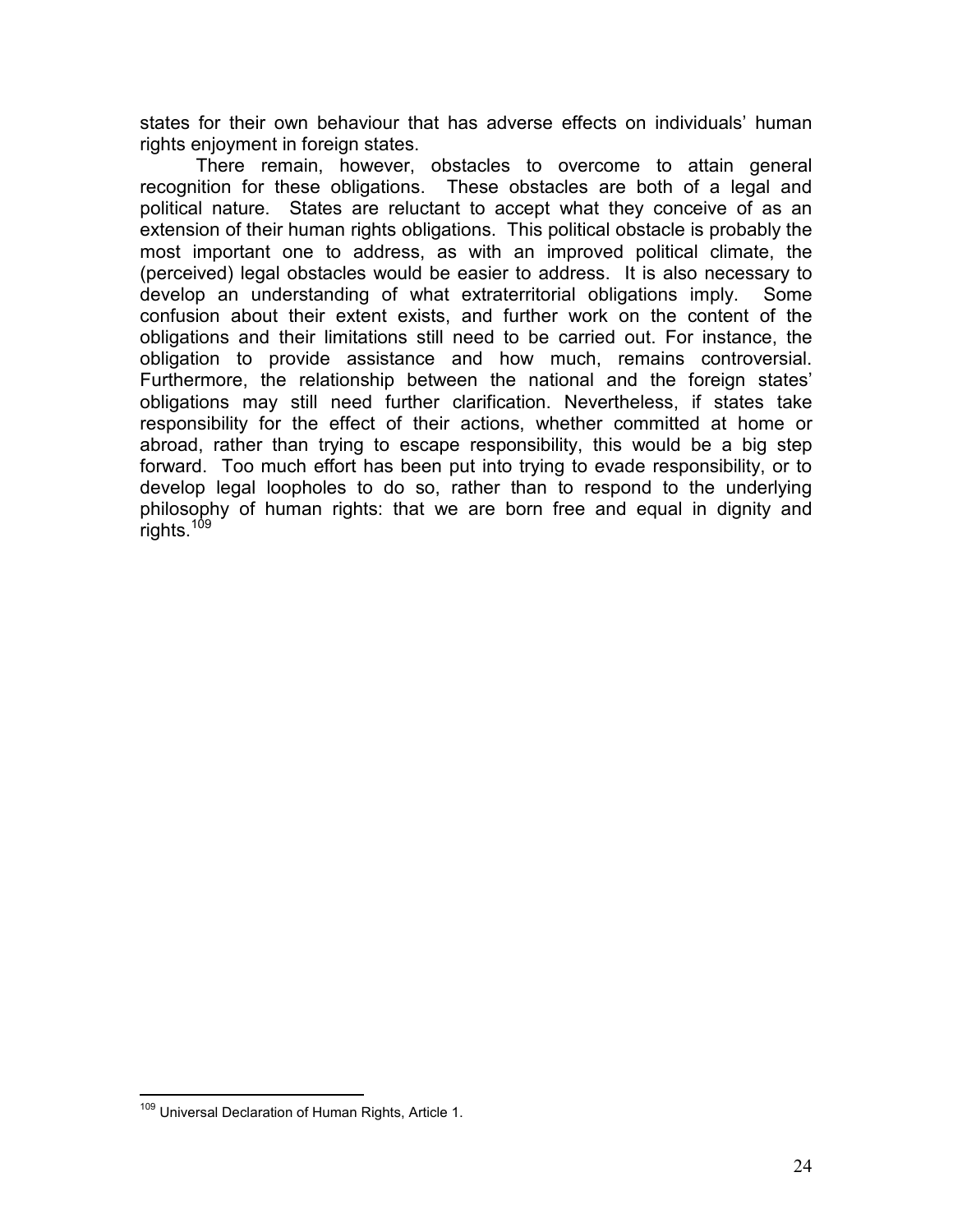states for their own behaviour that has adverse effects on individuals' human rights enjoyment in foreign states.

There remain, however, obstacles to overcome to attain general recognition for these obligations. These obstacles are both of a legal and political nature. States are reluctant to accept what they conceive of as an extension of their human rights obligations. This political obstacle is probably the most important one to address, as with an improved political climate, the (perceived) legal obstacles would be easier to address. It is also necessary to develop an understanding of what extraterritorial obligations imply. Some confusion about their extent exists, and further work on the content of the obligations and their limitations still need to be carried out. For instance, the obligation to provide assistance and how much, remains controversial. Furthermore, the relationship between the national and the foreign states' obligations may still need further clarification. Nevertheless, if states take responsibility for the effect of their actions, whether committed at home or abroad, rather than trying to escape responsibility, this would be a big step forward. Too much effort has been put into trying to evade responsibility, or to develop legal loopholes to do so, rather than to respond to the underlying philosophy of human rights: that we are born free and equal in dignity and rights.[109]

---

[109] Universal Declaration of Human Rights, Article 1.